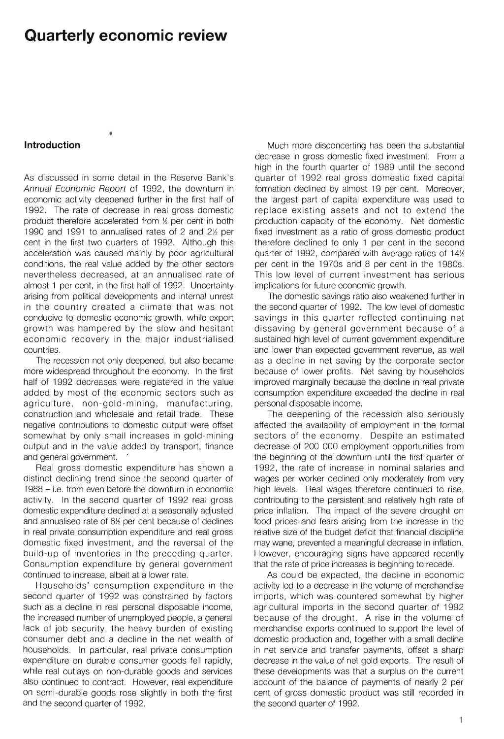# Quarterly economic review

## Introduction

As discussed in some detail in the Reserve Bank's *Annual Economic Report* of 1992, the downturn in economic activity deepened further in the first half of 1992. The rate of decrease in real gross domestic product therefore accelerated from ½ per cent in both 1990 and 1991 to annualised rates of 2 and 2½ per cent in the first two quarters of 1992. Although this acceleration was caused mainly by poor agricultural conditions, the real value added by the other sectors nevertheless decreased, at an annualised rate of almost 1 per cent, in the first half of 1992. Uncertainty arising from political developments and internal unrest in the country created a climate that was not conducive to domestic economic growth, while export growth was hampered by the slow and hesitant economic recovery in the major industrialised countries.

The recession not only deepened, but also became more widespread throughout the economy. In the first half of 1992 decreases were registered in the value added by most of the economic sectors such as agriculture, non-gold-mining, manufacturing, construction and wholesale and retail trade. These negative contributions to domestic output were offset somewhat by only small increases in gold-mining output and in the value added by transport, finance and general government.

Real gross domestic expenditure has shown a distinct declining trend since the second quarter of 1988 – i.e. from even before the downturn in economic activity. In the second quarter of 1992 real gross domestic expenditure declined at a seasonally adjusted and annualised rate of 6½ per cent because of declines in real private consumption expenditure and real gross domestic fixed investment, and the reversal of the build-up of inventories in the preceding quarter. Consumption expenditure by general government continued to increase, albeit at a lower rate.

Households' consumption expenditure in the second quarter of 1992 was constrained by factors such as a decline in real personal disposable income, the increased number of unemployed people, a general lack of job security, the heavy burden of existing consumer debt and a decline in the net wealth of households. In particular, real private consumption expenditure on durable consumer goods fell rapidly, while real outlays on non-durable goods and services also continued to contract. However, real expenditure on semi-durable goods rose slightly in both the first and the second quarter of 1992.

Much more disconcerting has been the substantial decrease in gross domestic fixed investment. From a high in the fourth quarter of 1989 until the second quarter of 1992 real gross domestic fixed capital formation declined by almost 19 per cent. Moreover, the largest part of capital expenditure was used to replace existing assets and not to extend the production capacity of the economy. Net domestic fixed investment as a ratio of gross domestic product therefore declined to only 1 per cent in the second quarter of 1992, compared with average ratios of 14½ per cent in the 1970s and 8 per cent in the 1980s. This low level of current investment has serious implications for future economic growth.

The domestic savings ratio also weakened further in the second quarter of 1992. The low level of domestic savings in this quarter reflected continuing net dissaving by general government because of a sustained high level of current government expenditure and lower than expected government revenue, as well as a decline in net saving by the corporate sector because of lower profits. Net saving by households improved marginally because the decline in real private consumption expenditure exceeded the decline in real personal disposable income.

The deepening of the recession also seriously affected the availability of employment in the formal sectors of the economy. Despite an estimated decrease of 200 000 employment opportunities from the beginning of the downturn until the first quarter of 1992, the rate of increase in nominal salaries and wages per worker declined only moderately from very high levels. Real wages therefore continued to rise, contributing to the persistent and relatively high rate of price inflation. The impact of the severe drought on food prices and fears arising from the increase in the relative size of the budget deficit that financial discipline may wane, prevented a meaningful decrease in inflation. However, encouraging signs have appeared recently that the rate of price increases is beginning to recede.

As could be expected, the decline in economic activity led to a decrease in the volume of merchandise imports, which was countered somewhat by higher agricultural imports in the second quarter of 1992 because of the drought. A rise in the volume of merchandise exports continued to support the level of domestic production and, together with a small decline in net service and transfer payments, offset a sharp decrease in the value of net gold exports. The result of these developments was that a surplus on the current account of the balance of payments of nearly 2 per cent of gross domestic product was still recorded in the second quarter of 1992.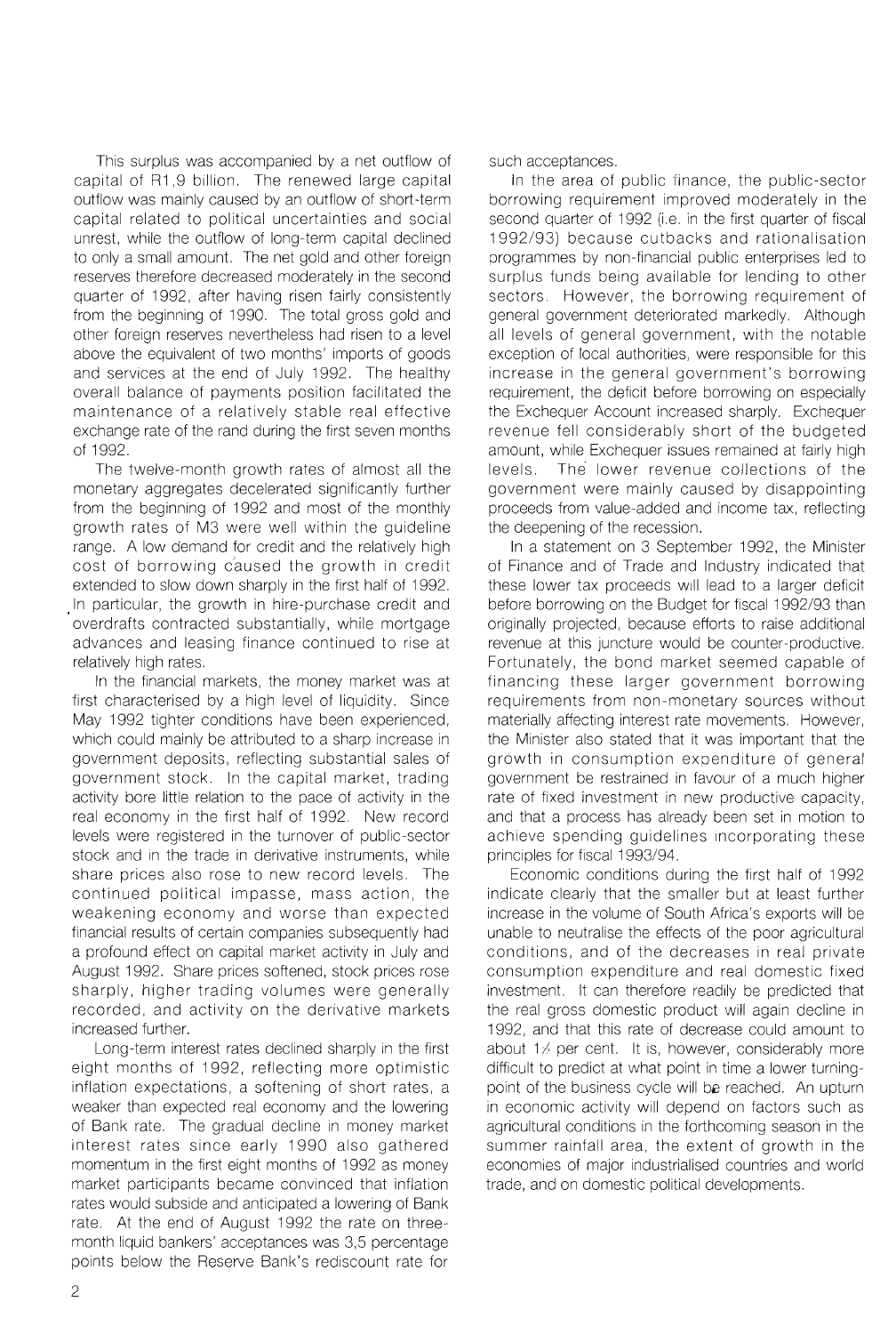This surplus was accompanied by a net outflow of capital of R1,9 billion. The renewed large capital outflow was mainly caused by an outflow of short-term capital related to political uncertainties and social unrest, while the outflow of long-term capital declined to only a small amount. The net gold and other foreign reserves therefore decreased moderately in the second quarter of 1992, after having risen fairly consistently from the beginning of 1990. The total gross gold and other foreign reserves nevertheless had risen to a level above the equivalent of two months' imports of goods and services at the end of July 1992. The healthy overall balance of payments position facilitated the maintenance of a relatively stable real effective exchange rate of the rand during the first seven months of 1992.

The twelve-month growth rates of almost all the monetary aggregates decelerated significantly further from the beginning of 1992 and most of the monthly growth rates of M3 were well within the guideline range. A low demand for credit and the relatively high cost of borrowing caused the growth in credit extended to slow down sharply in the first half of 1992. In particular, the growth in hire-purchase credit and overdrafts contracted substantially, while mortgage advances and leasing finance continued to rise at relatively high rates.

In the financial markets, the money market was at first characterised by a high level of liquidity. Since May 1992 tighter conditions have been experienced, which could mainly be attributed to a sharp increase in government deposits, reflecting substantial sales of government stock. In the capital market, trading activity bore little relation to the pace of activity in the real economy in the first half of 1992. New record levels were registered in the turnover of public-sector stock and in the trade in derivative instruments, while share prices also rose to new record levels. The continued political impasse, mass action, the weakening economy and worse than expected financial results of certain companies subsequently had a profound effect on capital market activity in July and August 1992. Share prices softened, stock prices rose sharply, higher trading volumes were generally recorded, and activity on the derivative markets increased further.

Long-term interest rates declined sharply in the first eight months of 1992, reflecting more optimistic inflation expectations, a softening of short rates, a weaker than expected real economy and the lowering of Bank rate. The gradual decline in money market interest rates since early 1990 also gathered momentum in the first eight months of 1992 as money market participants became convinced that inflation rates would subside and anticipated a lowering of Bank rate. At the end of August 1992 the rate on three-month liquid bankers' acceptances was 3,5 percentage points below the Reserve Bank's rediscount rate for such acceptances.

In the area of public finance, the public-sector borrowing requirement improved moderately in the second quarter of 1992 (i.e. in the first quarter of fiscal 1992/93) because cutbacks and rationalisation programmes by non-financial public enterprises led to surplus funds being available for lending to other sectors. However, the borrowing requirement of general government deteriorated markedly. Although all levels of general government, with the notable exception of local authorities, were responsible for this increase in the general government's borrowing requirement, the deficit before borrowing on especially the Exchequer Account increased sharply. Exchequer revenue fell considerably short of the budgeted amount, while Exchequer issues remained at fairly high levels. The lower revenue collections of the government were mainly caused by disappointing proceeds from value-added and income tax, reflecting the deepening of the recession.

In a statement on 3 September 1992, the Minister of Finance and of Trade and Industry indicated that these lower tax proceeds will lead to a larger deficit before borrowing on the Budget for fiscal 1992/93 than originally projected, because efforts to raise additional revenue at this juncture would be counter-productive. Fortunately, the bond market seemed capable of financing these larger government borrowing requirements from non-monetary sources without materially affecting interest rate movements. However, the Minister also stated that it was important that the growth in consumption expenditure of general government be restrained in favour of a much higher rate of fixed investment in new productive capacity, and that a process has already been set in motion to achieve spending guidelines incorporating these principles for fiscal 1993/94.

Economic conditions during the first half of 1992 indicate clearly that the smaller but at least further increase in the volume of South Africa's exports will be unable to neutralise the effects of the poor agricultural conditions, and of the decreases in real private consumption expenditure and real domestic fixed investment. It can therefore readily be predicted that the real gross domestic product will again decline in 1992, and that this rate of decrease could amount to about 1½ per cent. It is, however, considerably more difficult to predict at what point in time a lower turning-point of the business cycle will be reached. An upturn in economic activity will depend on factors such as agricultural conditions in the forthcoming season in the summer rainfall area, the extent of growth in the economies of major industrialised countries and world trade, and on domestic political developments.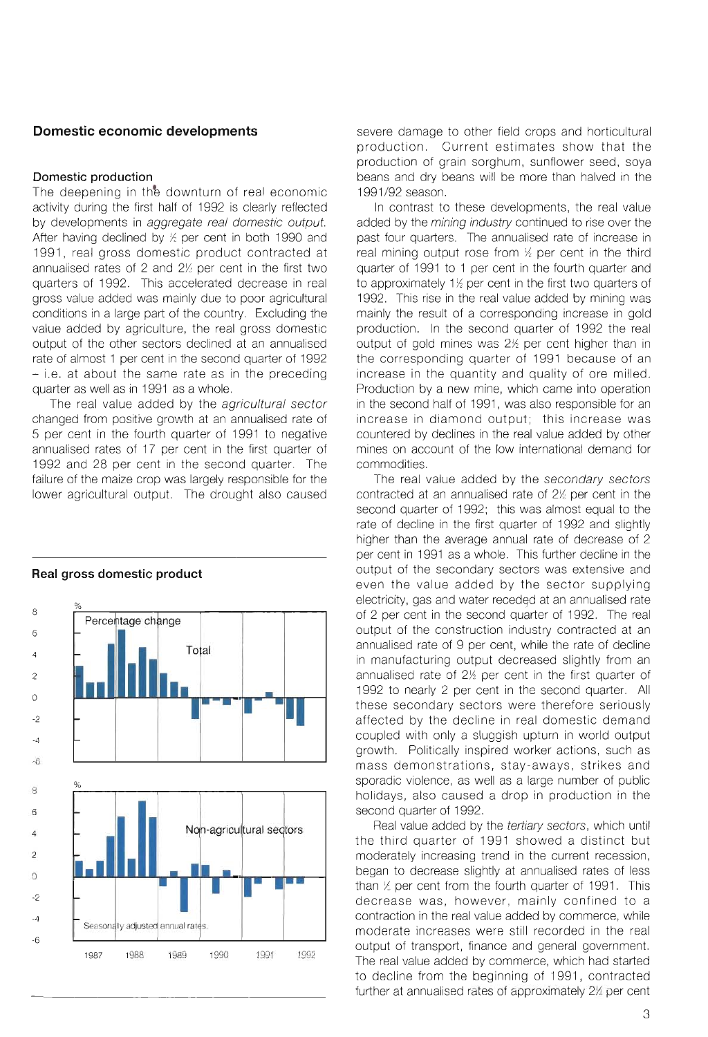## Domestic economic developments

### Domestic production

The deepening in the downturn of real economic activity during the first half of 1992 is clearly reflected by developments in *aggregate real domestic output*. After having declined by ½ per cent in both 1990 and 1991, real gross domestic product contracted at annualised rates of 2 and 2½ per cent in the first two quarters of 1992. This accelerated decrease in real gross value added was mainly due to poor agricultural conditions in a large part of the country. Excluding the value added by agriculture, the real gross domestic output of the other sectors declined at an annualised rate of almost 1 per cent in the second quarter of 1992 – i.e. at about the same rate as in the preceding quarter as well as in 1991 as a whole.

The real value added by the *agricultural sector* changed from positive growth at an annualised rate of 5 per cent in the fourth quarter of 1991 to negative annualised rates of 17 per cent in the first quarter of 1992 and 28 per cent in the second quarter. The failure of the maize crop was largely responsible for the lower agricultural output. The drought also caused severe damage to other field crops and horticultural production. Current estimates show that the production of grain sorghum, sunflower seed, soya beans and dry beans will be more than halved in the 1991/92 season.

**Real gross domestic product**

Percentage change

Seasonally adjusted annual rates.

In contrast to these developments, the real value added by the *mining industry* continued to rise over the past four quarters. The annualised rate of increase in real mining output rose from ½ per cent in the third quarter of 1991 to 1 per cent in the fourth quarter and to approximately 1½ per cent in the first two quarters of 1992. This rise in the real value added by mining was mainly the result of a corresponding increase in gold production. In the second quarter of 1992 the real output of gold mines was 2½ per cent higher than in the corresponding quarter of 1991 because of an increase in the quantity and quality of ore milled. Production by a new mine, which came into operation in the second half of 1991, was also responsible for an increase in diamond output; this increase was countered by declines in the real value added by other mines on account of the low international demand for commodities.

The real value added by the *secondary sectors* contracted at an annualised rate of 2½ per cent in the second quarter of 1992; this was almost equal to the rate of decline in the first quarter of 1992 and slightly higher than the average annual rate of decrease of 2 per cent in 1991 as a whole. This further decline in the output of the secondary sectors was extensive and even the value added by the sector supplying electricity, gas and water receded at an annualised rate of 2 per cent in the second quarter of 1992. The real output of the construction industry contracted at an annualised rate of 9 per cent, while the rate of decline in manufacturing output decreased slightly from an annualised rate of 2½ per cent in the first quarter of 1992 to nearly 2 per cent in the second quarter. All these secondary sectors were therefore seriously affected by the decline in real domestic demand coupled with only a sluggish upturn in world output growth. Politically inspired worker actions, such as mass demonstrations, stay-aways, strikes and sporadic violence, as well as a large number of public holidays, also caused a drop in production in the second quarter of 1992.

Real value added by the *tertiary sectors*, which until the third quarter of 1991 showed a distinct but moderately increasing trend in the current recession, began to decrease slightly at annualised rates of less than ½ per cent from the fourth quarter of 1991. This decrease was, however, mainly confined to a contraction in the real value added by commerce, while moderate increases were still recorded in the real output of transport, finance and general government. The real value added by commerce, which had started to decline from the beginning of 1991, contracted further at annualised rates of approximately 2½ per cent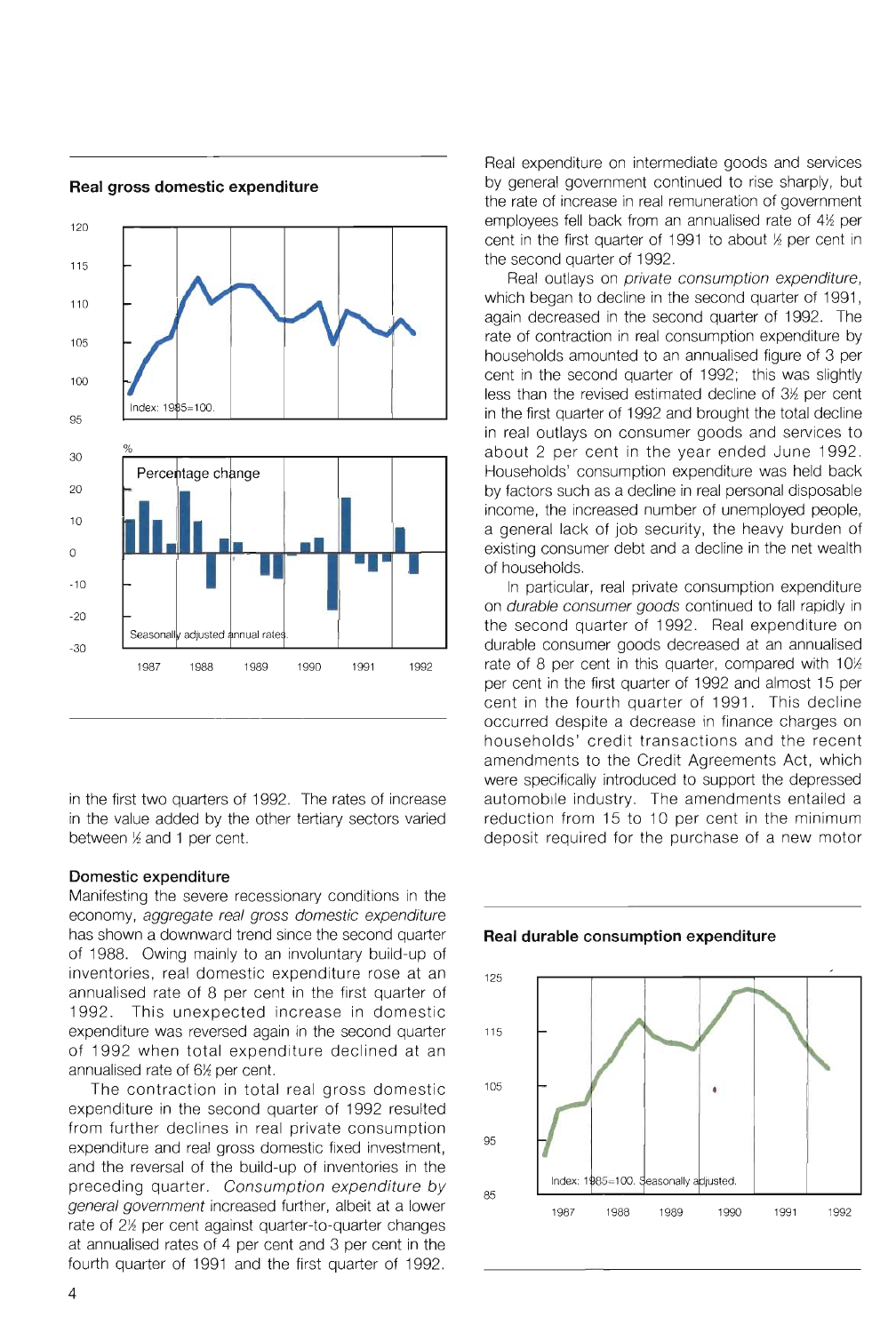**Real gross domestic expenditure**

in the first two quarters of 1992. The rates of increase in the value added by the other tertiary sectors varied between ½ and 1 per cent.

### Domestic expenditure

Manifesting the severe recessionary conditions in the economy, *aggregate real gross domestic expenditure* has shown a downward trend since the second quarter of 1988. Owing mainly to an involuntary build-up of inventories, real domestic expenditure rose at an annualised rate of 8 per cent in the first quarter of 1992. This unexpected increase in domestic expenditure was reversed again in the second quarter of 1992 when total expenditure declined at an annualised rate of 6½ per cent.

The contraction in total real gross domestic expenditure in the second quarter of 1992 resulted from further declines in real private consumption expenditure and real gross domestic fixed investment, and the reversal of the build-up of inventories in the preceding quarter. *Consumption expenditure by general government* increased further, albeit at a lower rate of 2½ per cent against quarter-to-quarter changes at annualised rates of 4 per cent and 3 per cent in the fourth quarter of 1991 and the first quarter of 1992. Real expenditure on intermediate goods and services by general government continued to rise sharply, but the rate of increase in real remuneration of government employees fell back from an annualised rate of 4½ per cent in the first quarter of 1991 to about ½ per cent in the second quarter of 1992.

Real outlays on *private consumption expenditure*, which began to decline in the second quarter of 1991, again decreased in the second quarter of 1992. The rate of contraction in real consumption expenditure by households amounted to an annualised figure of 3 per cent in the second quarter of 1992; this was slightly less than the revised estimated decline of 3½ per cent in the first quarter of 1992 and brought the total decline in real outlays on consumer goods and services to about 2 per cent in the year ended June 1992. Households' consumption expenditure was held back by factors such as a decline in real personal disposable income, the increased number of unemployed people, a general lack of job security, the heavy burden of existing consumer debt and a decline in the net wealth of households.

In particular, real private consumption expenditure on *durable consumer goods* continued to fall rapidly in the second quarter of 1992. Real expenditure on durable consumer goods decreased at an annualised rate of 8 per cent in this quarter, compared with 10½ per cent in the first quarter of 1992 and almost 15 per cent in the fourth quarter of 1991. This decline occurred despite a decrease in finance charges on households' credit transactions and the recent amendments to the Credit Agreements Act, which were specifically introduced to support the depressed automobile industry. The amendments entailed a reduction from 15 to 10 per cent in the minimum deposit required for the purchase of a new motor

**Real durable consumption expenditure**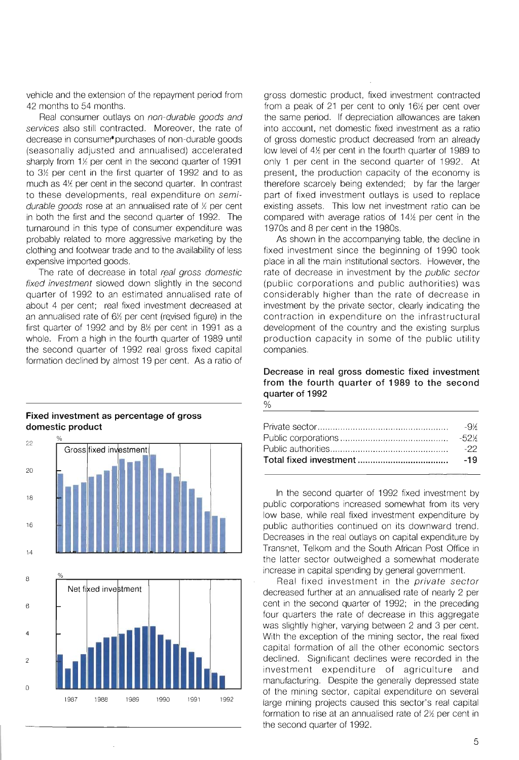vehicle and the extension of the repayment period from 42 months to 54 months.

Real consumer outlays on *non-durable goods and services* also still contracted. Moreover, the rate of decrease in consumer purchases of non-durable goods (seasonally adjusted and annualised) accelerated sharply from 1½ per cent in the second quarter of 1991 to 3½ per cent in the first quarter of 1992 and to as much as 4½ per cent in the second quarter. In contrast to these developments, real expenditure on *semi-durable goods* rose at an annualised rate of ½ per cent in both the first and the second quarter of 1992. The turnaround in this type of consumer expenditure was probably related to more aggressive marketing by the clothing and footwear trade and to the availability of less expensive imported goods.

The rate of decrease in total *real gross domestic fixed investment* slowed down slightly in the second quarter of 1992 to an estimated annualised rate of about 4 per cent; real fixed investment decreased at an annualised rate of 6½ per cent (revised figure) in the first quarter of 1992 and by 8½ per cent in 1991 as a whole. From a high in the fourth quarter of 1989 until the second quarter of 1992 real gross fixed capital formation declined by almost 19 per cent. As a ratio of gross domestic product, fixed investment contracted from a peak of 21 per cent to only 16½ per cent over the same period. If depreciation allowances are taken into account, net domestic fixed investment as a ratio of gross domestic product decreased from an already low level of 4½ per cent in the fourth quarter of 1989 to only 1 per cent in the second quarter of 1992. At present, the production capacity of the economy is therefore scarcely being extended; by far the larger part of fixed investment outlays is used to replace existing assets. This low net investment ratio can be compared with average ratios of 14½ per cent in the 1970s and 8 per cent in the 1980s.

**Fixed investment as percentage of gross domestic product**

As shown in the accompanying table, the decline in fixed investment since the beginning of 1990 took place in all the main institutional sectors. However, the rate of decrease in investment by the *public sector* (public corporations and public authorities) was considerably higher than the rate of decrease in investment by the private sector, clearly indicating the contraction in expenditure on the infrastructural development of the country and the existing surplus production capacity in some of the public utility companies.

**Decrease in real gross domestic fixed investment from the fourth quarter of 1989 to the second quarter of 1992**

%

| | |
|---|---|
| Private sector | -9½ |
| Public corporations | -52½ |
| Public authorities | -22 |
| **Total fixed investment** | **-19** |

In the second quarter of 1992 fixed investment by public corporations increased somewhat from its very low base, while real fixed investment expenditure by public authorities continued on its downward trend. Decreases in the real outlays on capital expenditure by Transnet, Telkom and the South African Post Office in the latter sector outweighed a somewhat moderate increase in capital spending by general government.

Real fixed investment in the *private sector* decreased further at an annualised rate of nearly 2 per cent in the second quarter of 1992; in the preceding four quarters the rate of decrease in this aggregate was slightly higher, varying between 2 and 3 per cent. With the exception of the mining sector, the real fixed capital formation of all the other economic sectors declined. Significant declines were recorded in the investment expenditure of agriculture and manufacturing. Despite the generally depressed state of the mining sector, capital expenditure on several large mining projects caused this sector's real capital formation to rise at an annualised rate of 2½ per cent in the second quarter of 1992.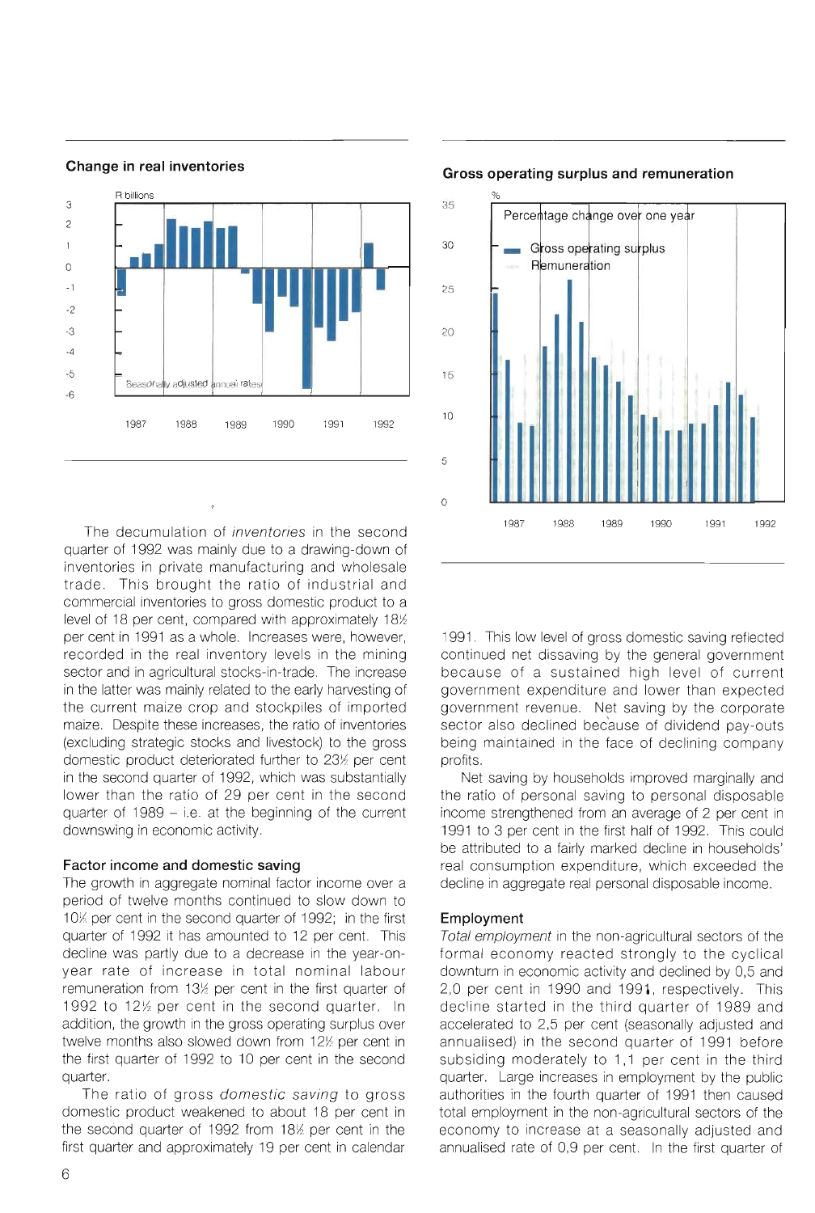**Change in real inventories**

**Gross operating surplus and remuneration**

The decumulation of *inventories* in the second quarter of 1992 was mainly due to a drawing-down of inventories in private manufacturing and wholesale trade. This brought the ratio of industrial and commercial inventories to gross domestic product to a level of 18 per cent, compared with approximately 18½ per cent in 1991 as a whole. Increases were, however, recorded in the real inventory levels in the mining sector and in agricultural stocks-in-trade. The increase in the latter was mainly related to the early harvesting of the current maize crop and stockpiles of imported maize. Despite these increases, the ratio of inventories (excluding strategic stocks and livestock) to the gross domestic product deteriorated further to 23½ per cent in the second quarter of 1992, which was substantially lower than the ratio of 29 per cent in the second quarter of 1989 – i.e. at the beginning of the current downswing in economic activity.

### Factor income and domestic saving

The growth in aggregate nominal factor income over a period of twelve months continued to slow down to 10½ per cent in the second quarter of 1992; in the first quarter of 1992 it has amounted to 12 per cent. This decline was partly due to a decrease in the year-on-year rate of increase in total nominal labour remuneration from 13½ per cent in the first quarter of 1992 to 12½ per cent in the second quarter. In addition, the growth in the gross operating surplus over twelve months also slowed down from 12½ per cent in the first quarter of 1992 to 10 per cent in the second quarter.

The ratio of gross *domestic saving* to gross domestic product weakened to about 18 per cent in the second quarter of 1992 from 18½ per cent in the first quarter and approximately 19 per cent in calendar 1991. This low level of gross domestic saving reflected continued net dissaving by the general government because of a sustained high level of current government expenditure and lower than expected government revenue. Net saving by the corporate sector also declined because of dividend pay-outs being maintained in the face of declining company profits.

Net saving by households improved marginally and the ratio of personal saving to personal disposable income strengthened from an average of 2 per cent in 1991 to 3 per cent in the first half of 1992. This could be attributed to a fairly marked decline in households' real consumption expenditure, which exceeded the decline in aggregate real personal disposable income.

### Employment

*Total employment* in the non-agricultural sectors of the formal economy reacted strongly to the cyclical downturn in economic activity and declined by 0,5 and 2,0 per cent in 1990 and 1991, respectively. This decline started in the third quarter of 1989 and accelerated to 2,5 per cent (seasonally adjusted and annualised) in the second quarter of 1991 before subsiding moderately to 1,1 per cent in the third quarter. Large increases in employment by the public authorities in the fourth quarter of 1991 then caused total employment in the non-agricultural sectors of the economy to increase at a seasonally adjusted and annualised rate of 0,9 per cent. In the first quarter of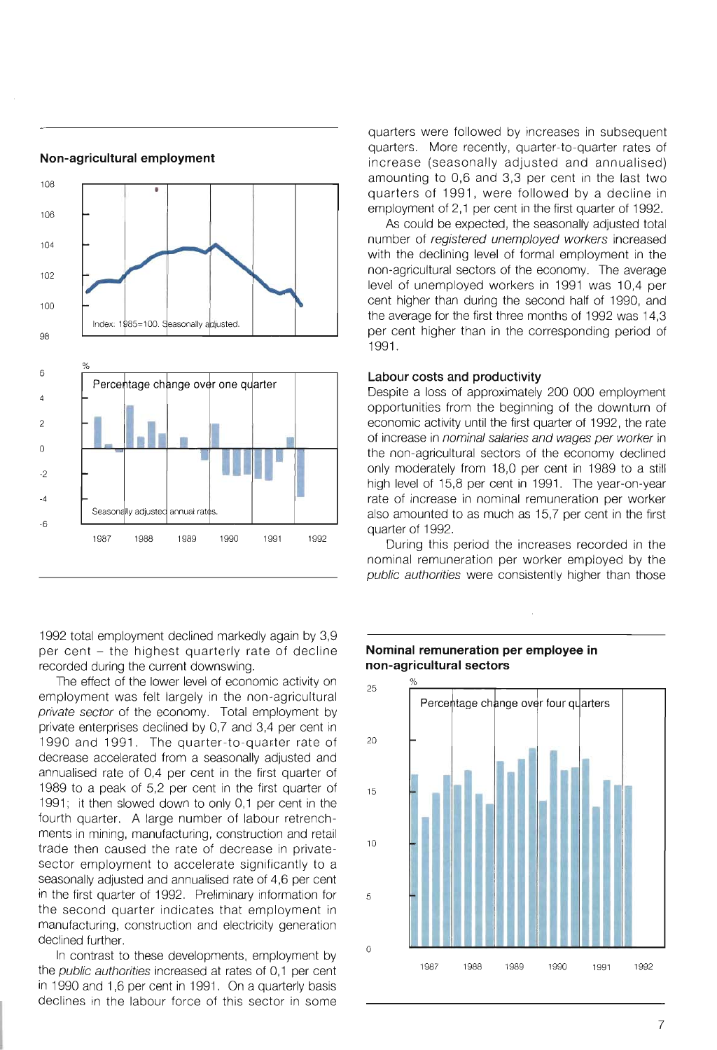**Non-agricultural employment**

Index: 1985=100. Seasonally adjusted.

Percentage change over one quarter

Seasonally adjusted annual rates.

1992 total employment declined markedly again by 3,9 per cent – the highest quarterly rate of decline recorded during the current downswing.

The effect of the lower level of economic activity on employment was felt largely in the non-agricultural *private sector* of the economy. Total employment by private enterprises declined by 0,7 and 3,4 per cent in 1990 and 1991. The quarter-to-quarter rate of decrease accelerated from a seasonally adjusted and annualised rate of 0,4 per cent in the first quarter of 1989 to a peak of 5,2 per cent in the first quarter of 1991; it then slowed down to only 0,1 per cent in the fourth quarter. A large number of labour retrenchments in mining, manufacturing, construction and retail trade then caused the rate of decrease in private-sector employment to accelerate significantly to a seasonally adjusted and annualised rate of 4,6 per cent in the first quarter of 1992. Preliminary information for the second quarter indicates that employment in manufacturing, construction and electricity generation declined further.

In contrast to these developments, employment by the *public authorities* increased at rates of 0,1 per cent in 1990 and 1,6 per cent in 1991. On a quarterly basis declines in the labour force of this sector in some quarters were followed by increases in subsequent quarters. More recently, quarter-to-quarter rates of increase (seasonally adjusted and annualised) amounting to 0,6 and 3,3 per cent in the last two quarters of 1991, were followed by a decline in employment of 2,1 per cent in the first quarter of 1992.

As could be expected, the seasonally adjusted total number of *registered unemployed workers* increased with the declining level of formal employment in the non-agricultural sectors of the economy. The average level of unemployed workers in 1991 was 10,4 per cent higher than during the second half of 1990, and the average for the first three months of 1992 was 14,3 per cent higher than in the corresponding period of 1991.

### Labour costs and productivity

Despite a loss of approximately 200 000 employment opportunities from the beginning of the downturn of economic activity until the first quarter of 1992, the rate of increase in *nominal salaries and wages per worker* in the non-agricultural sectors of the economy declined only moderately from 18,0 per cent in 1989 to a still high level of 15,8 per cent in 1991. The year-on-year rate of increase in nominal remuneration per worker also amounted to as much as 15,7 per cent in the first quarter of 1992.

During this period the increases recorded in the nominal remuneration per worker employed by the *public authorities* were consistently higher than those

**Nominal remuneration per employee in non-agricultural sectors**

Percentage change over four quarters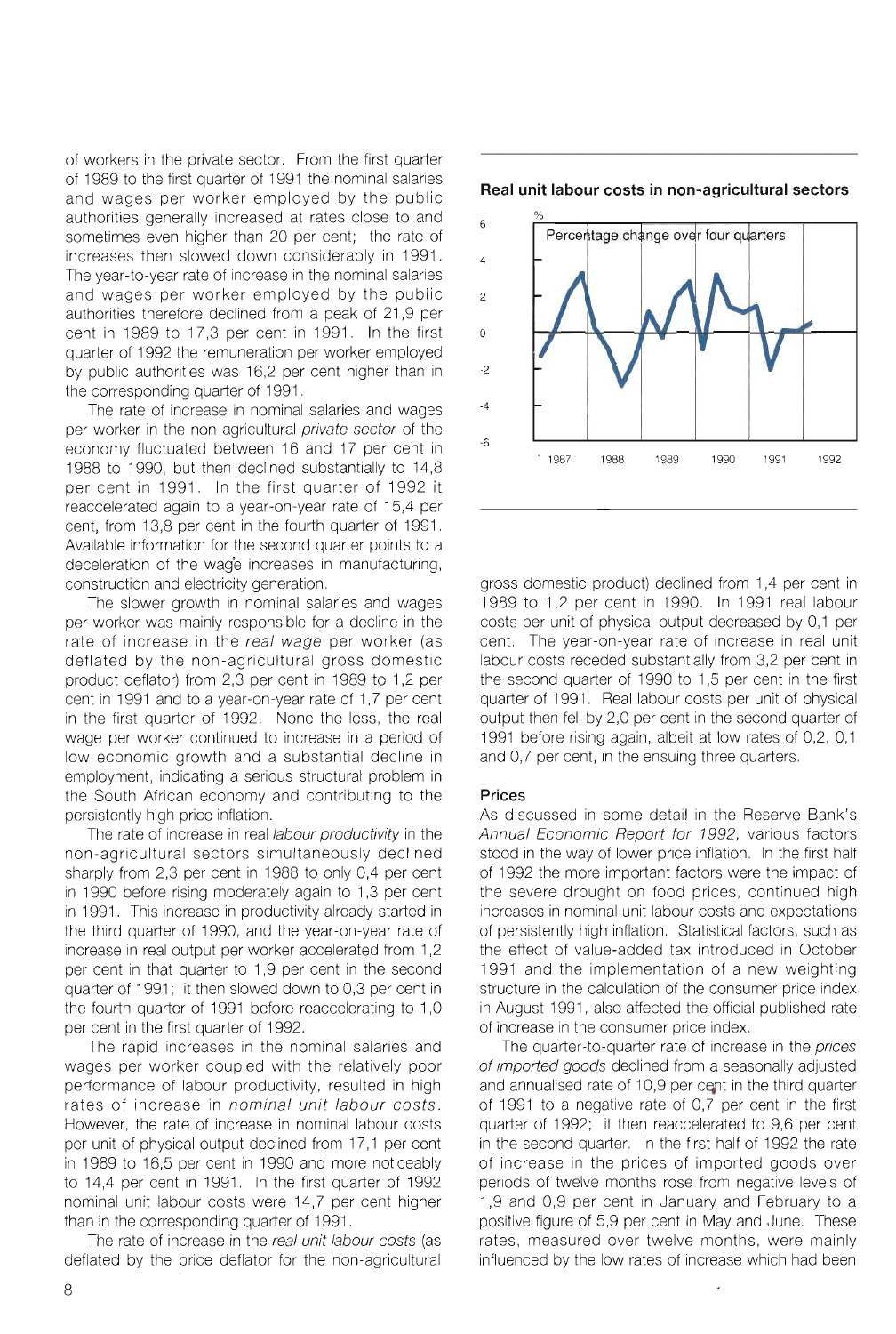of workers in the private sector. From the first quarter of 1989 to the first quarter of 1991 the nominal salaries and wages per worker employed by the public authorities generally increased at rates close to and sometimes even higher than 20 per cent; the rate of increases then slowed down considerably in 1991. The year-to-year rate of increase in the nominal salaries and wages per worker employed by the public authorities therefore declined from a peak of 21,9 per cent in 1989 to 17,3 per cent in 1991. In the first quarter of 1992 the remuneration per worker employed by public authorities was 16,2 per cent higher than in the corresponding quarter of 1991.

The rate of increase in nominal salaries and wages per worker in the non-agricultural *private sector* of the economy fluctuated between 16 and 17 per cent in 1988 to 1990, but then declined substantially to 14,8 per cent in 1991. In the first quarter of 1992 it reaccelerated again to a year-on-year rate of 15,4 per cent, from 13,8 per cent in the fourth quarter of 1991. Available information for the second quarter points to a deceleration of the wage increases in manufacturing, construction and electricity generation.

The slower growth in nominal salaries and wages per worker was mainly responsible for a decline in the rate of increase in the *real wage* per worker (as deflated by the non-agricultural gross domestic product deflator) from 2,3 per cent in 1989 to 1,2 per cent in 1991 and to a year-on-year rate of 1,7 per cent in the first quarter of 1992. None the less, the real wage per worker continued to increase in a period of low economic growth and a substantial decline in employment, indicating a serious structural problem in the South African economy and contributing to the persistently high price inflation.

The rate of increase in real *labour productivity* in the non-agricultural sectors simultaneously declined sharply from 2,3 per cent in 1988 to only 0,4 per cent in 1990 before rising moderately again to 1,3 per cent in 1991. This increase in productivity already started in the third quarter of 1990, and the year-on-year rate of increase in real output per worker accelerated from 1,2 per cent in that quarter to 1,9 per cent in the second quarter of 1991; it then slowed down to 0,3 per cent in the fourth quarter of 1991 before reaccelerating to 1,0 per cent in the first quarter of 1992.

The rapid increases in the nominal salaries and wages per worker coupled with the relatively poor performance of labour productivity, resulted in high rates of increase in *nominal unit labour costs*. However, the rate of increase in nominal labour costs per unit of physical output declined from 17,1 per cent in 1989 to 16,5 per cent in 1990 and more noticeably to 14,4 per cent in 1991. In the first quarter of 1992 nominal unit labour costs were 14,7 per cent higher than in the corresponding quarter of 1991.

The rate of increase in the *real unit labour costs* (as deflated by the price deflator for the non-agricultural gross domestic product) declined from 1,4 per cent in 1989 to 1,2 per cent in 1990. In 1991 real labour costs per unit of physical output decreased by 0,1 per cent. The year-on-year rate of increase in real unit labour costs receded substantially from 3,2 per cent in the second quarter of 1990 to 1,5 per cent in the first quarter of 1991. Real labour costs per unit of physical output then fell by 2,0 per cent in the second quarter of 1991 before rising again, albeit at low rates of 0,2, 0,1 and 0,7 per cent, in the ensuing three quarters.

**Real unit labour costs in non-agricultural sectors**

### Prices

As discussed in some detail in the Reserve Bank's *Annual Economic Report for 1992,* various factors stood in the way of lower price inflation. In the first half of 1992 the more important factors were the impact of the severe drought on food prices, continued high increases in nominal unit labour costs and expectations of persistently high inflation. Statistical factors, such as the effect of value-added tax introduced in October 1991 and the implementation of a new weighting structure in the calculation of the consumer price index in August 1991, also affected the official published rate of increase in the consumer price index.

The quarter-to-quarter rate of increase in the *prices of imported goods* declined from a seasonally adjusted and annualised rate of 10,9 per cent in the third quarter of 1991 to a negative rate of 0,7 per cent in the first quarter of 1992; it then reaccelerated to 9,6 per cent in the second quarter. In the first half of 1992 the rate of increase in the prices of imported goods over periods of twelve months rose from negative levels of 1,9 and 0,9 per cent in January and February to a positive figure of 5,9 per cent in May and June. These rates, measured over twelve months, were mainly influenced by the low rates of increase which had been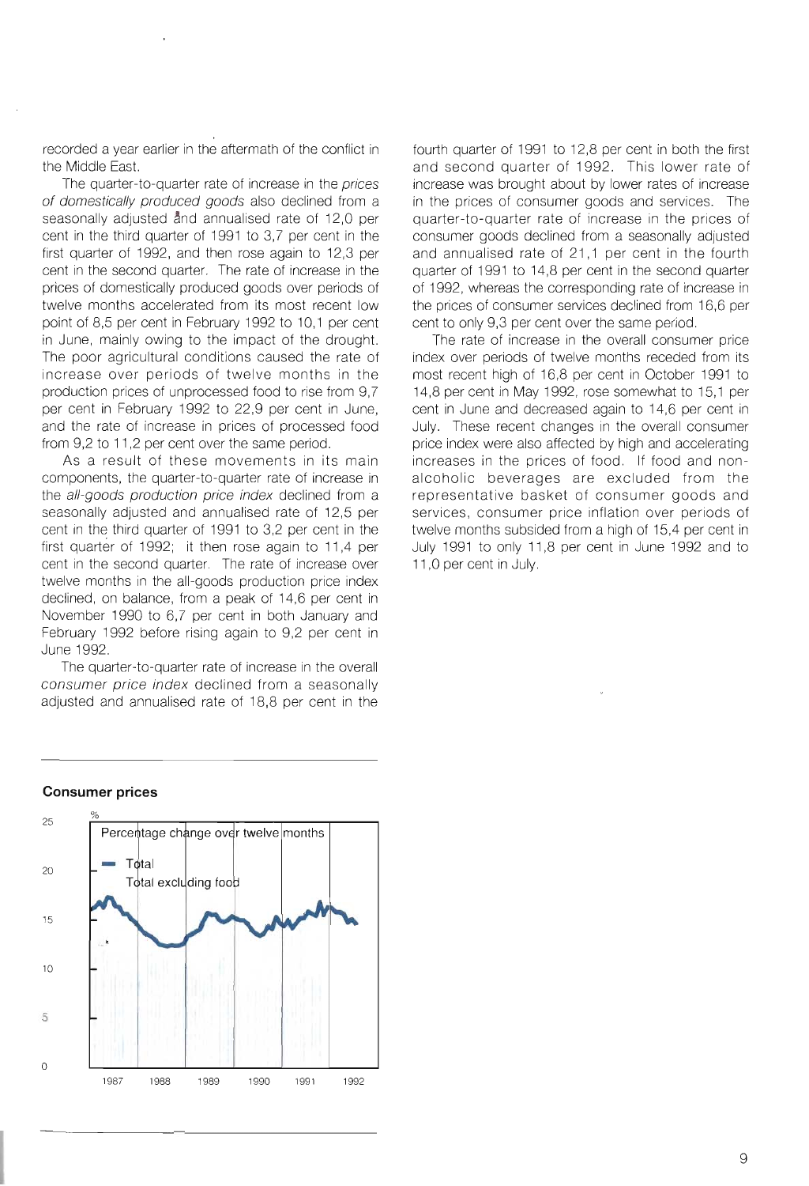recorded a year earlier in the aftermath of the conflict in the Middle East.

The quarter-to-quarter rate of increase in the *prices of domestically produced goods* also declined from a seasonally adjusted and annualised rate of 12,0 per cent in the third quarter of 1991 to 3,7 per cent in the first quarter of 1992, and then rose again to 12,3 per cent in the second quarter. The rate of increase in the prices of domestically produced goods over periods of twelve months accelerated from its most recent low point of 8,5 per cent in February 1992 to 10,1 per cent in June, mainly owing to the impact of the drought. The poor agricultural conditions caused the rate of increase over periods of twelve months in the production prices of unprocessed food to rise from 9,7 per cent in February 1992 to 22,9 per cent in June, and the rate of increase in prices of processed food from 9,2 to 11,2 per cent over the same period.

As a result of these movements in its main components, the quarter-to-quarter rate of increase in the *all-goods production price index* declined from a seasonally adjusted and annualised rate of 12,5 per cent in the third quarter of 1991 to 3,2 per cent in the first quarter of 1992; it then rose again to 11,4 per cent in the second quarter. The rate of increase over twelve months in the all-goods production price index declined, on balance, from a peak of 14,6 per cent in November 1990 to 6,7 per cent in both January and February 1992 before rising again to 9,2 per cent in June 1992.

The quarter-to-quarter rate of increase in the overall *consumer price index* declined from a seasonally adjusted and annualised rate of 18,8 per cent in the fourth quarter of 1991 to 12,8 per cent in both the first and second quarter of 1992. This lower rate of increase was brought about by lower rates of increase in the prices of consumer goods and services. The quarter-to-quarter rate of increase in the prices of consumer goods declined from a seasonally adjusted and annualised rate of 21,1 per cent in the fourth quarter of 1991 to 14,8 per cent in the second quarter of 1992, whereas the corresponding rate of increase in the prices of consumer services declined from 16,6 per cent to only 9,3 per cent over the same period.

The rate of increase in the overall consumer price index over periods of twelve months receded from its most recent high of 16,8 per cent in October 1991 to 14,8 per cent in May 1992, rose somewhat to 15,1 per cent in June and decreased again to 14,6 per cent in July. These recent changes in the overall consumer price index were also affected by high and accelerating increases in the prices of food. If food and non-alcoholic beverages are excluded from the representative basket of consumer goods and services, consumer price inflation over periods of twelve months subsided from a high of 15,4 per cent in July 1991 to only 11,8 per cent in June 1992 and to 11,0 per cent in July.

**Consumer prices**

Percentage change over twelve months

- Total
- Total excluding food

%: 0, 5, 10, 15, 20, 25

1987 1988 1989 1990 1991 1992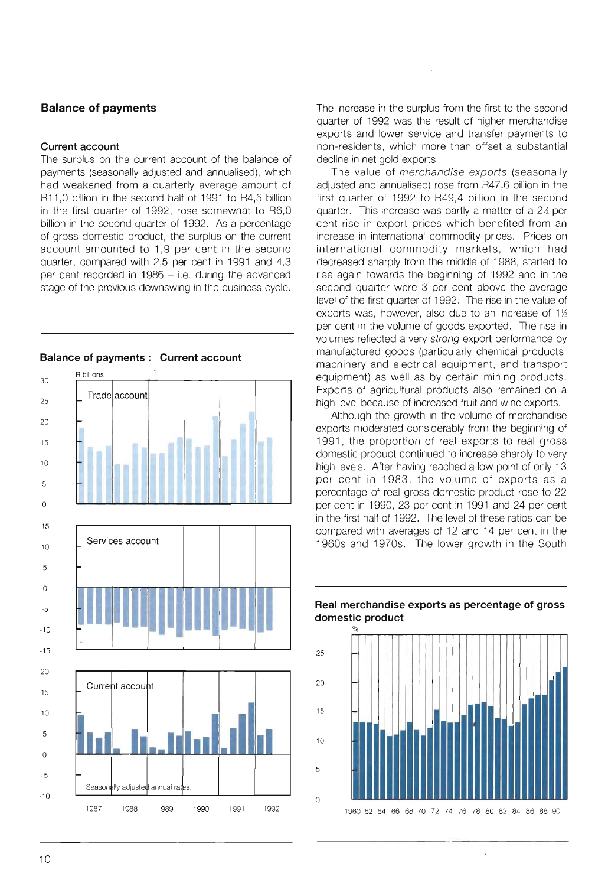## Balance of payments

### Current account

The surplus on the current account of the balance of payments (seasonally adjusted and annualised), which had weakened from a quarterly average amount of R11,0 billion in the second half of 1991 to R4,5 billion in the first quarter of 1992, rose somewhat to R6,0 billion in the second quarter of 1992. As a percentage of gross domestic product, the surplus on the current account amounted to 1,9 per cent in the second quarter, compared with 2,5 per cent in 1991 and 4,3 per cent recorded in 1986 – i.e. during the advanced stage of the previous downswing in the business cycle.

**Balance of payments : Current account**

The increase in the surplus from the first to the second quarter of 1992 was the result of higher merchandise exports and lower service and transfer payments to non-residents, which more than offset a substantial decline in net gold exports.

The value of *merchandise exports* (seasonally adjusted and annualised) rose from R47,6 billion in the first quarter of 1992 to R49,4 billion in the second quarter. This increase was partly a matter of a 2½ per cent rise in export prices which benefited from an increase in international commodity prices. Prices on international commodity markets, which had decreased sharply from the middle of 1988, started to rise again towards the beginning of 1992 and in the second quarter were 3 per cent above the average level of the first quarter of 1992. The rise in the value of exports was, however, also due to an increase of 1½ per cent in the volume of goods exported. The rise in volumes reflected a very *strong* export performance by manufactured goods (particularly chemical products, machinery and electrical equipment, and transport equipment) as well as by certain mining products. Exports of agricultural products also remained on a high level because of increased fruit and wine exports.

Although the growth in the volume of merchandise exports moderated considerably from the beginning of 1991, the proportion of real exports to real gross domestic product continued to increase sharply to very high levels. After having reached a low point of only 13 per cent in 1983, the volume of exports as a percentage of real gross domestic product rose to 22 per cent in 1990, 23 per cent in 1991 and 24 per cent in the first half of 1992. The level of these ratios can be compared with averages of 12 and 14 per cent in the 1960s and 1970s. The lower growth in the South

**Real merchandise exports as percentage of gross domestic product**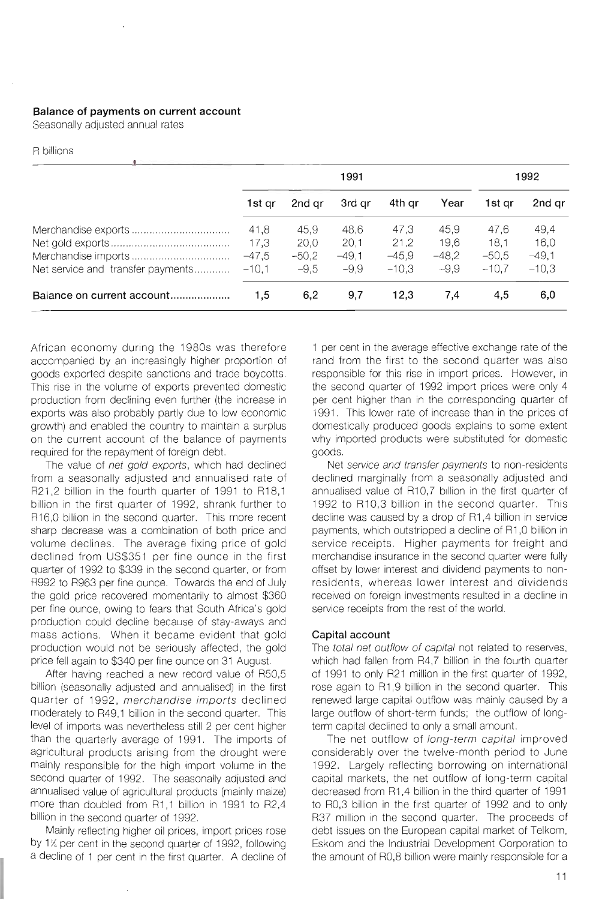**Balance of payments on current account**
Seasonally adjusted annual rates

R billions

| | 1991 | | | | | 1992 | |
|---|---|---|---|---|---|---|---|
| | 1st qr | 2nd qr | 3rd qr | 4th qr | Year | 1st qr | 2nd qr |
| Merchandise exports | 41,8 | 45,9 | 48,6 | 47,3 | 45,9 | 47,6 | 49,4 |
| Net gold exports | 17,3 | 20,0 | 20,1 | 21,2 | 19,6 | 18,1 | 16,0 |
| Merchandise imports | –47,5 | –50,2 | –49,1 | –45,9 | –48,2 | –50,5 | –49,1 |
| Net service and transfer payments | –10,1 | –9,5 | –9,9 | –10,3 | –9,9 | –10,7 | –10,3 |
| **Balance on current account** | **1,5** | **6,2** | **9,7** | **12,3** | **7,4** | **4,5** | **6,0** |

African economy during the 1980s was therefore accompanied by an increasingly higher proportion of goods exported despite sanctions and trade boycotts. This rise in the volume of exports prevented domestic production from declining even further (the increase in exports was also probably partly due to low economic growth) and enabled the country to maintain a surplus on the current account of the balance of payments required for the repayment of foreign debt.

The value of *net gold exports*, which had declined from a seasonally adjusted and annualised rate of R21,2 billion in the fourth quarter of 1991 to R18,1 billion in the first quarter of 1992, shrank further to R16,0 billion in the second quarter. This more recent sharp decrease was a combination of both price and volume declines. The average fixing price of gold declined from US$351 per fine ounce in the first quarter of 1992 to $339 in the second quarter, or from R992 to R963 per fine ounce. Towards the end of July the gold price recovered momentarily to almost $360 per fine ounce, owing to fears that South Africa's gold production could decline because of stay-aways and mass actions. When it became evident that gold production would not be seriously affected, the gold price fell again to $340 per fine ounce on 31 August.

After having reached a new record value of R50,5 billion (seasonally adjusted and annualised) in the first quarter of 1992, *merchandise imports* declined moderately to R49,1 billion in the second quarter. This level of imports was nevertheless still 2 per cent higher than the quarterly average of 1991. The imports of agricultural products arising from the drought were mainly responsible for the high import volume in the second quarter of 1992. The seasonally adjusted and annualised value of agricultural products (mainly maize) more than doubled from R1,1 billion in 1991 to R2,4 billion in the second quarter of 1992.

Mainly reflecting higher oil prices, import prices rose by 1½ per cent in the second quarter of 1992, following a decline of 1 per cent in the first quarter. A decline of 1 per cent in the average effective exchange rate of the rand from the first to the second quarter was also responsible for this rise in import prices. However, in the second quarter of 1992 import prices were only 4 per cent higher than in the corresponding quarter of 1991. This lower rate of increase than in the prices of domestically produced goods explains to some extent why imported products were substituted for domestic goods.

Net *service and transfer payments* to non-residents declined marginally from a seasonally adjusted and annualised value of R10,7 billion in the first quarter of 1992 to R10,3 billion in the second quarter. This decline was caused by a drop of R1,4 billion in service payments, which outstripped a decline of R1,0 billion in service receipts. Higher payments for freight and merchandise insurance in the second quarter were fully offset by lower interest and dividend payments to non-residents, whereas lower interest and dividends received on foreign investments resulted in a decline in service receipts from the rest of the world.

### Capital account

The *total net outflow of capital* not related to reserves, which had fallen from R4,7 billion in the fourth quarter of 1991 to only R21 million in the first quarter of 1992, rose again to R1,9 billion in the second quarter. This renewed large capital outflow was mainly caused by a large outflow of short-term funds; the outflow of long-term capital declined to only a small amount.

The net outflow of *long-term capital* improved considerably over the twelve-month period to June 1992. Largely reflecting borrowing on international capital markets, the net outflow of long-term capital decreased from R1,4 billion in the third quarter of 1991 to R0,3 billion in the first quarter of 1992 and to only R37 million in the second quarter. The proceeds of debt issues on the European capital market of Telkom, Eskom and the Industrial Development Corporation to the amount of R0,8 billion were mainly responsible for a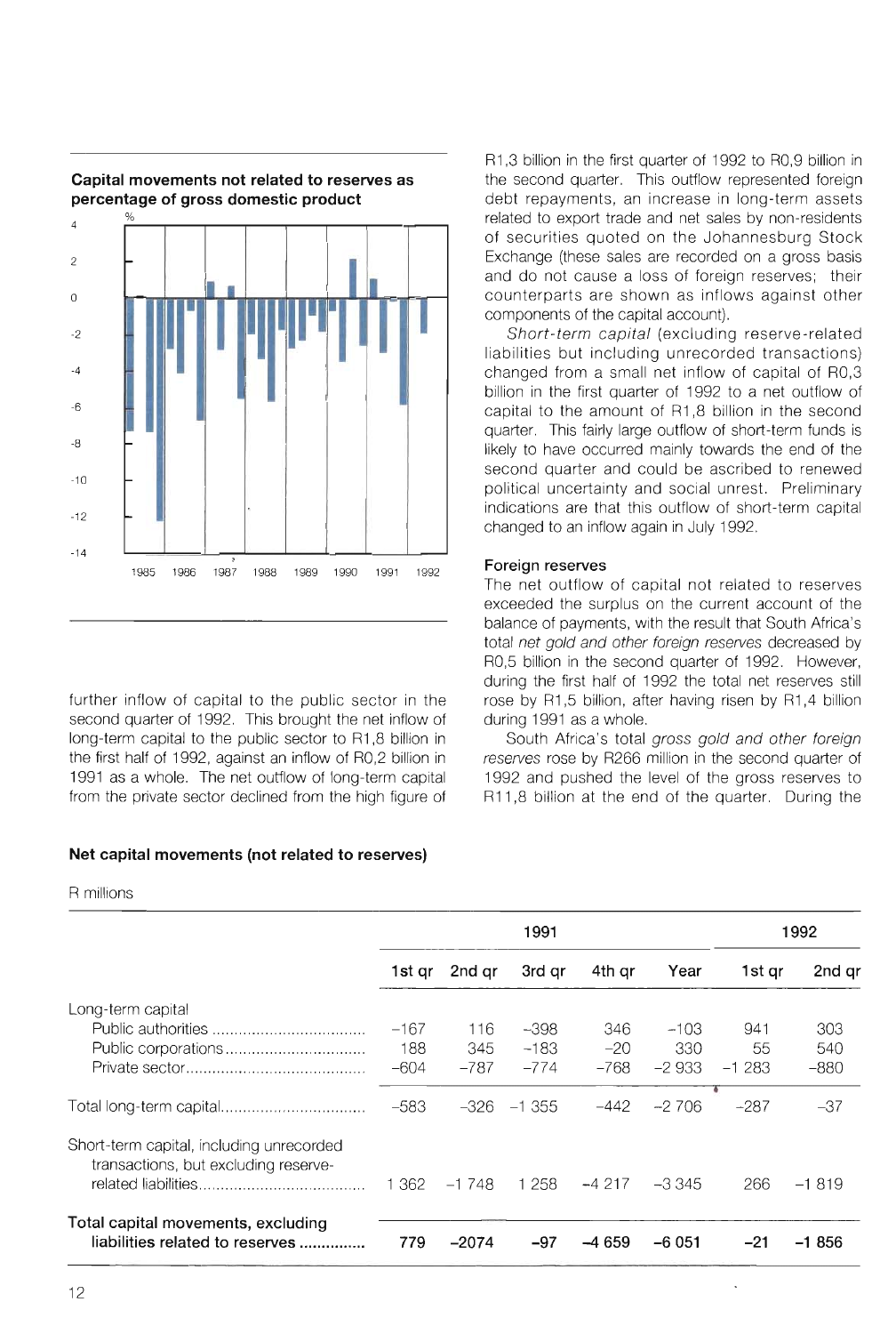**Capital movements not related to reserves as percentage of gross domestic product**

further inflow of capital to the public sector in the second quarter of 1992. This brought the net inflow of long-term capital to the public sector to R1,8 billion in the first half of 1992, against an inflow of R0,2 billion in 1991 as a whole. The net outflow of long-term capital from the private sector declined from the high figure of R1,3 billion in the first quarter of 1992 to R0,9 billion in the second quarter. This outflow represented foreign debt repayments, an increase in long-term assets related to export trade and net sales by non-residents of securities quoted on the Johannesburg Stock Exchange (these sales are recorded on a gross basis and do not cause a loss of foreign reserves; their counterparts are shown as inflows against other components of the capital account).

*Short-term capital* (excluding reserve-related liabilities but including unrecorded transactions) changed from a small net inflow of capital of R0,3 billion in the first quarter of 1992 to a net outflow of capital to the amount of R1,8 billion in the second quarter. This fairly large outflow of short-term funds is likely to have occurred mainly towards the end of the second quarter and could be ascribed to renewed political uncertainty and social unrest. Preliminary indications are that this outflow of short-term capital changed to an inflow again in July 1992.

## Foreign reserves

The net outflow of capital not related to reserves exceeded the surplus on the current account of the balance of payments, with the result that South Africa's total *net gold and other foreign reserves* decreased by R0,5 billion in the second quarter of 1992. However, during the first half of 1992 the total net reserves still rose by R1,5 billion, after having risen by R1,4 billion during 1991 as a whole.

South Africa's total *gross gold and other foreign reserves* rose by R266 million in the second quarter of 1992 and pushed the level of the gross reserves to R11,8 billion at the end of the quarter. During the

**Net capital movements (not related to reserves)**

R millions

| | 1991 | | | | | 1992 | |
|---|---|---|---|---|---|---|---|
| | 1st qr | 2nd qr | 3rd qr | 4th qr | Year | 1st qr | 2nd qr |
| Long-term capital | | | | | | | |
| Public authorities | –167 | 116 | –398 | 346 | –103 | 941 | 303 |
| Public corporations | 188 | 345 | –183 | –20 | 330 | 55 | 540 |
| Private sector | –604 | –787 | –774 | –768 | –2 933 | –1 283 | –880 |
| Total long-term capital | –583 | –326 | –1 355 | –442 | –2 706 | –287 | –37 |
| Short-term capital, including unrecorded transactions, but excluding reserve-related liabilities | 1 362 | –1 748 | 1 258 | –4 217 | –3 345 | 266 | –1 819 |
| **Total capital movements, excluding liabilities related to reserves** | **779** | **–2074** | **–97** | **–4 659** | **–6 051** | **–21** | **–1 856** |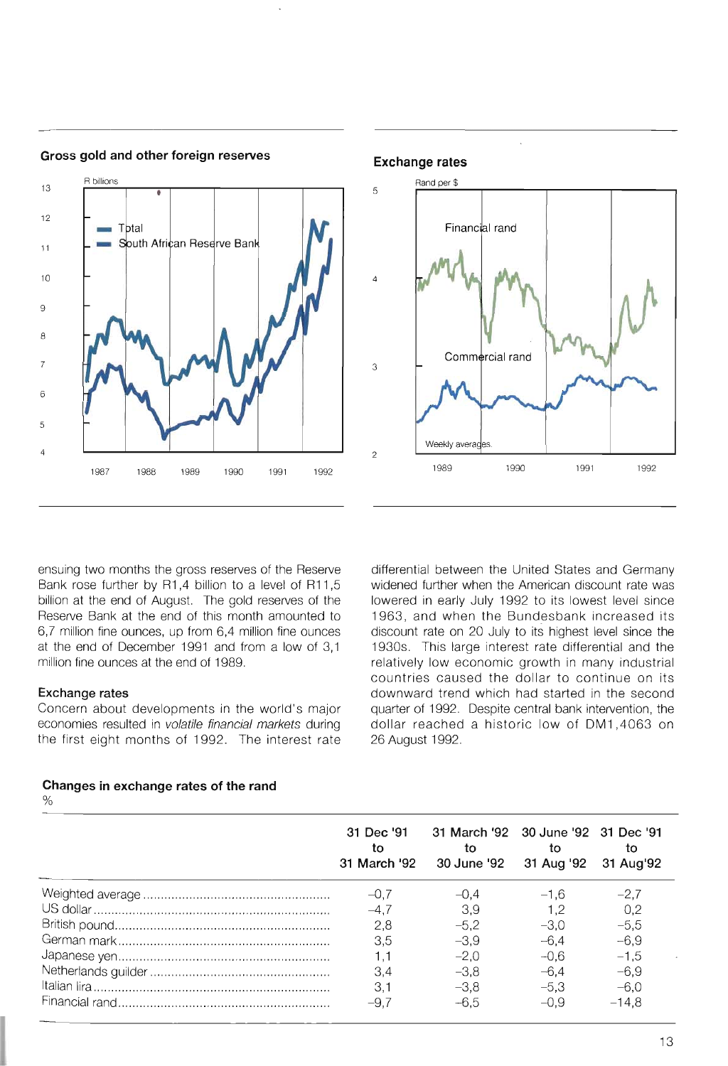**Gross gold and other foreign reserves**

**Exchange rates**

ensuing two months the gross reserves of the Reserve Bank rose further by R1,4 billion to a level of R11,5 billion at the end of August. The gold reserves of the Reserve Bank at the end of this month amounted to 6,7 million fine ounces, up from 6,4 million fine ounces at the end of December 1991 and from a low of 3,1 million fine ounces at the end of 1989.

### Exchange rates

Concern about developments in the world's major economies resulted in *volatile financial markets* during the first eight months of 1992. The interest rate differential between the United States and Germany widened further when the American discount rate was lowered in early July 1992 to its lowest level since 1963, and when the Bundesbank increased its discount rate on 20 July to its highest level since the 1930s. This large interest rate differential and the relatively low economic growth in many industrial countries caused the dollar to continue on its downward trend which had started in the second quarter of 1992. Despite central bank intervention, the dollar reached a historic low of DM1,4063 on 26 August 1992.

**Changes in exchange rates of the rand**
%

| | 31 Dec '91 to 31 March '92 | 31 March '92 to 30 June '92 | 30 June '92 to 31 Aug '92 | 31 Dec '91 to 31 Aug'92 |
|---|---|---|---|---|
| Weighted average | –0,7 | –0,4 | –1,6 | –2,7 |
| US dollar | –4,7 | 3,9 | 1,2 | 0,2 |
| British pound | 2,8 | –5,2 | –3,0 | –5,5 |
| German mark | 3,5 | –3,9 | –6,4 | –6,9 |
| Japanese yen | 1,1 | –2,0 | –0,6 | –1,5 |
| Netherlands guilder | 3,4 | –3,8 | –6,4 | –6,9 |
| Italian lira | 3,1 | –3,8 | –5,3 | –6,0 |
| Financial rand | –9,7 | –6,5 | –0,9 | –14,8 |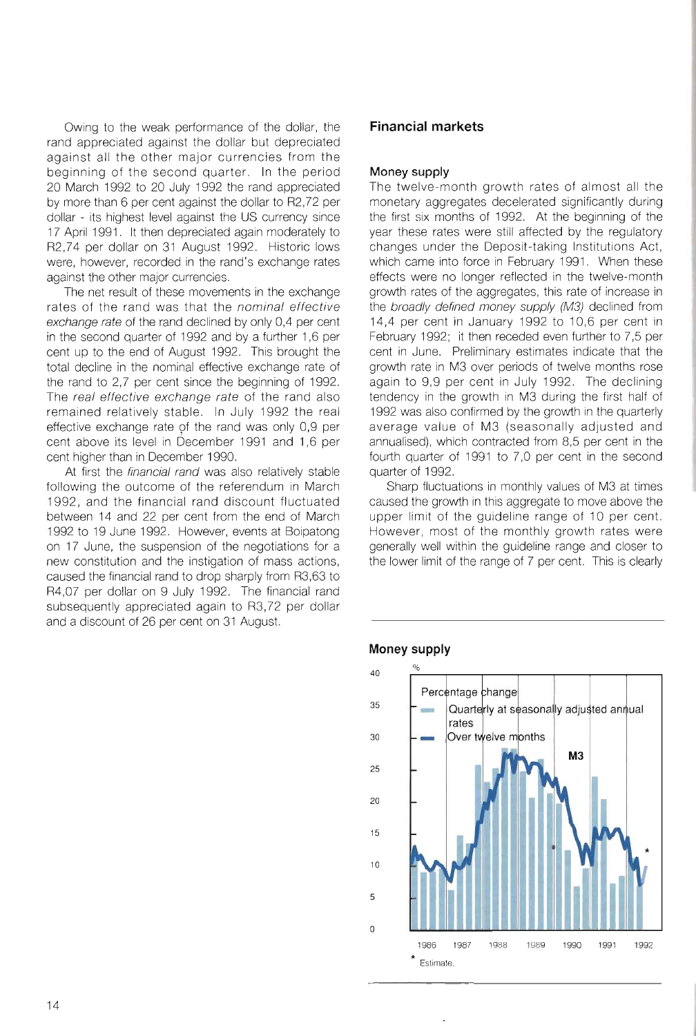Owing to the weak performance of the dollar, the rand appreciated against the dollar but depreciated against all the other major currencies from the beginning of the second quarter. In the period 20 March 1992 to 20 July 1992 the rand appreciated by more than 6 per cent against the dollar to R2,72 per dollar - its highest level against the US currency since 17 April 1991. It then depreciated again moderately to R2,74 per dollar on 31 August 1992. Historic lows were, however, recorded in the rand's exchange rates against the other major currencies.

The net result of these movements in the exchange rates of the rand was that the *nominal effective exchange rate* of the rand declined by only 0,4 per cent in the second quarter of 1992 and by a further 1,6 per cent up to the end of August 1992. This brought the total decline in the nominal effective exchange rate of the rand to 2,7 per cent since the beginning of 1992. The *real effective exchange rate* of the rand also remained relatively stable. In July 1992 the real effective exchange rate of the rand was only 0,9 per cent above its level in December 1991 and 1,6 per cent higher than in December 1990.

At first the *financial rand* was also relatively stable following the outcome of the referendum in March 1992, and the financial rand discount fluctuated between 14 and 22 per cent from the end of March 1992 to 19 June 1992. However, events at Boipatong on 17 June, the suspension of the negotiations for a new constitution and the instigation of mass actions, caused the financial rand to drop sharply from R3,63 to R4,07 per dollar on 9 July 1992. The financial rand subsequently appreciated again to R3,72 per dollar and a discount of 26 per cent on 31 August.

## Financial markets

### Money supply

The twelve-month growth rates of almost all the monetary aggregates decelerated significantly during the first six months of 1992. At the beginning of the year these rates were still affected by the regulatory changes under the Deposit-taking Institutions Act, which came into force in February 1991. When these effects were no longer reflected in the twelve-month growth rates of the aggregates, this rate of increase in the *broadly defined money supply (M3)* declined from 14,4 per cent in January 1992 to 10,6 per cent in February 1992; it then receded even further to 7,5 per cent in June. Preliminary estimates indicate that the growth rate in M3 over periods of twelve months rose again to 9,9 per cent in July 1992. The declining tendency in the growth in M3 during the first half of 1992 was also confirmed by the growth in the quarterly average value of M3 (seasonally adjusted and annualised), which contracted from 8,5 per cent in the fourth quarter of 1991 to 7,0 per cent in the second quarter of 1992.

Sharp fluctuations in monthly values of M3 at times caused the growth in this aggregate to move above the upper limit of the guideline range of 10 per cent. However, most of the monthly growth rates were generally well within the guideline range and closer to the lower limit of the range of 7 per cent. This is clearly

**Money supply**

Percentage change
- Quarterly at seasonally adjusted annual rates
- Over twelve months

M3

\* Estimate.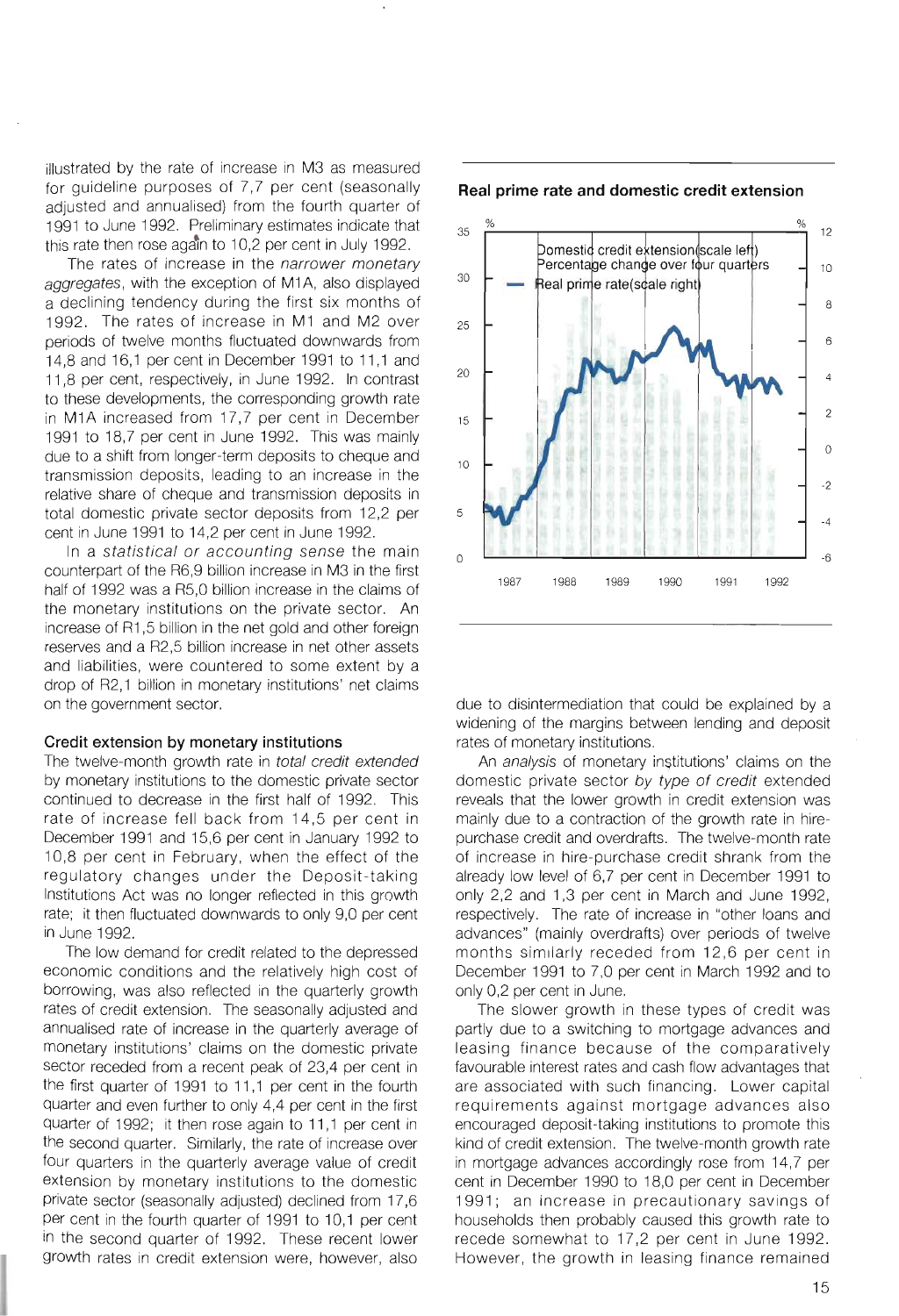illustrated by the rate of increase in M3 as measured for guideline purposes of 7,7 per cent (seasonally adjusted and annualised) from the fourth quarter of 1991 to June 1992. Preliminary estimates indicate that this rate then rose again to 10,2 per cent in July 1992.

The rates of increase in the *narrower monetary aggregates*, with the exception of M1A, also displayed a declining tendency during the first six months of 1992. The rates of increase in M1 and M2 over periods of twelve months fluctuated downwards from 14,8 and 16,1 per cent in December 1991 to 11,1 and 11,8 per cent, respectively, in June 1992. In contrast to these developments, the corresponding growth rate in M1A increased from 17,7 per cent in December 1991 to 18,7 per cent in June 1992. This was mainly due to a shift from longer-term deposits to cheque and transmission deposits, leading to an increase in the relative share of cheque and transmission deposits in total domestic private sector deposits from 12,2 per cent in June 1991 to 14,2 per cent in June 1992.

In a *statistical or accounting sense* the main counterpart of the R6,9 billion increase in M3 in the first half of 1992 was a R5,0 billion increase in the claims of the monetary institutions on the private sector. An increase of R1,5 billion in the net gold and other foreign reserves and a R2,5 billion increase in net other assets and liabilities, were countered to some extent by a drop of R2,1 billion in monetary institutions' net claims on the government sector.

### Credit extension by monetary institutions

The twelve-month growth rate in *total credit extended* by monetary institutions to the domestic private sector continued to decrease in the first half of 1992. This rate of increase fell back from 14,5 per cent in December 1991 and 15,6 per cent in January 1992 to 10,8 per cent in February, when the effect of the regulatory changes under the Deposit-taking Institutions Act was no longer reflected in this growth rate; it then fluctuated downwards to only 9,0 per cent in June 1992.

The low demand for credit related to the depressed economic conditions and the relatively high cost of borrowing, was also reflected in the quarterly growth rates of credit extension. The seasonally adjusted and annualised rate of increase in the quarterly average of monetary institutions' claims on the domestic private sector receded from a recent peak of 23,4 per cent in the first quarter of 1991 to 11,1 per cent in the fourth quarter and even further to only 4,4 per cent in the first quarter of 1992; it then rose again to 11,1 per cent in the second quarter. Similarly, the rate of increase over four quarters in the quarterly average value of credit extension by monetary institutions to the domestic private sector (seasonally adjusted) declined from 17,6 per cent in the fourth quarter of 1991 to 10,1 per cent in the second quarter of 1992. These recent lower growth rates in credit extension were, however, also due to disintermediation that could be explained by a widening of the margins between lending and deposit rates of monetary institutions.

**Real prime rate and domestic credit extension**

Domestic credit extension (scale left)
Percentage change over four quarters
Real prime rate (scale right)

An *analysis* of monetary institutions' claims on the domestic private sector *by type of credit* extended reveals that the lower growth in credit extension was mainly due to a contraction of the growth rate in hire-purchase credit and overdrafts. The twelve-month rate of increase in hire-purchase credit shrank from the already low level of 6,7 per cent in December 1991 to only 2,2 and 1,3 per cent in March and June 1992, respectively. The rate of increase in "other loans and advances" (mainly overdrafts) over periods of twelve months similarly receded from 12,6 per cent in December 1991 to 7,0 per cent in March 1992 and to only 0,2 per cent in June.

The slower growth in these types of credit was partly due to a switching to mortgage advances and leasing finance because of the comparatively favourable interest rates and cash flow advantages that are associated with such financing. Lower capital requirements against mortgage advances also encouraged deposit-taking institutions to promote this kind of credit extension. The twelve-month growth rate in mortgage advances accordingly rose from 14,7 per cent in December 1990 to 18,0 per cent in December 1991; an increase in precautionary savings of households then probably caused this growth rate to recede somewhat to 17,2 per cent in June 1992. However, the growth in leasing finance remained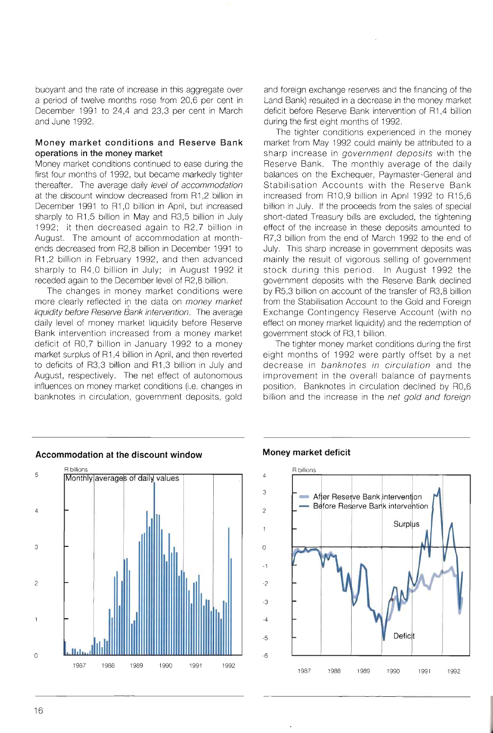buoyant and the rate of increase in this aggregate over a period of twelve months rose from 20,6 per cent in December 1991 to 24,4 and 23,3 per cent in March and June 1992.

### Money market conditions and Reserve Bank operations in the money market

Money market conditions continued to ease during the first four months of 1992, but became markedly tighter thereafter. The average daily *level of accommodation* at the discount window decreased from R1,2 billion in December 1991 to R1,0 billion in April, but increased sharply to R1,5 billion in May and R3,5 billion in July 1992; it then decreased again to R2,7 billion in August. The amount of accommodation at month-ends decreased from R2,8 billion in December 1991 to R1,2 billion in February 1992, and then advanced sharply to R4,0 billion in July; in August 1992 it receded again to the December level of R2,8 billion.

The changes in money market conditions were more clearly reflected in the data on *money market liquidity before Reserve Bank intervention*. The average daily level of money market liquidity before Reserve Bank intervention increased from a money market deficit of R0,7 billion in January 1992 to a money market surplus of R1,4 billion in April, and then reverted to deficits of R3,3 billion and R1,3 billion in July and August, respectively. The net effect of autonomous influences on money market conditions (i.e. changes in banknotes in circulation, government deposits, gold and foreign exchange reserves and the financing of the Land Bank) resulted in a decrease in the money market deficit before Reserve Bank intervention of R1,4 billion during the first eight months of 1992.

The tighter conditions experienced in the money market from May 1992 could mainly be attributed to a sharp increase in *government deposits* with the Reserve Bank. The monthly average of the daily balances on the Exchequer, Paymaster-General and Stabilisation Accounts with the Reserve Bank increased from R10,9 billion in April 1992 to R15,6 billion in July. If the proceeds from the sales of special short-dated Treasury bills are excluded, the tightening effect of the increase in these deposits amounted to R7,3 billion from the end of March 1992 to the end of July. This sharp increase in government deposits was mainly the result of vigorous selling of government stock during this period. In August 1992 the government deposits with the Reserve Bank declined by R5,3 billion on account of the transfer of R3,8 billion from the Stabilisation Account to the Gold and Foreign Exchange Contingency Reserve Account (with no effect on money market liquidity) and the redemption of government stock of R3,1 billion.

The tighter money market conditions during the first eight months of 1992 were partly offset by a net decrease in *banknotes in circulation* and the improvement in the overall balance of payments position. Banknotes in circulation declined by R0,6 billion and the increase in the *net gold and foreign*

**Accommodation at the discount window**

**Money market deficit**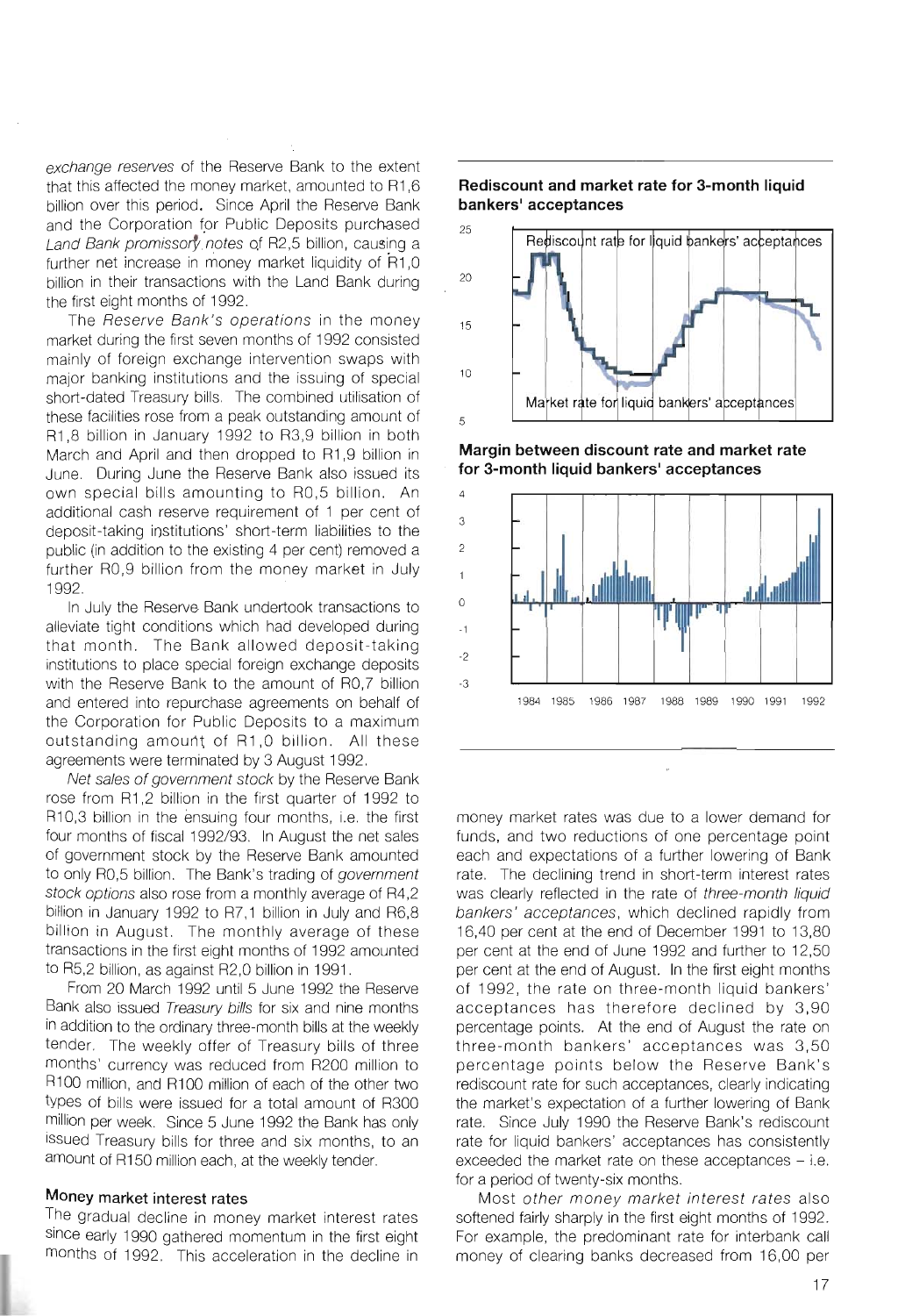*exchange reserves* of the Reserve Bank to the extent that this affected the money market, amounted to R1,6 billion over this period. Since April the Reserve Bank and the Corporation for Public Deposits purchased *Land Bank promissory notes* of R2,5 billion, causing a further net increase in money market liquidity of R1,0 billion in their transactions with the Land Bank during the first eight months of 1992.

The *Reserve Bank's operations* in the money market during the first seven months of 1992 consisted mainly of foreign exchange intervention swaps with major banking institutions and the issuing of special short-dated Treasury bills. The combined utilisation of these facilities rose from a peak outstanding amount of R1,8 billion in January 1992 to R3,9 billion in both March and April and then dropped to R1,9 billion in June. During June the Reserve Bank also issued its own special bills amounting to R0,5 billion. An additional cash reserve requirement of 1 per cent of deposit-taking institutions' short-term liabilities to the public (in addition to the existing 4 per cent) removed a further R0,9 billion from the money market in July 1992.

In July the Reserve Bank undertook transactions to alleviate tight conditions which had developed during that month. The Bank allowed deposit-taking institutions to place special foreign exchange deposits with the Reserve Bank to the amount of R0,7 billion and entered into repurchase agreements on behalf of the Corporation for Public Deposits to a maximum outstanding amount of R1,0 billion. All these agreements were terminated by 3 August 1992.

*Net sales of government stock* by the Reserve Bank rose from R1,2 billion in the first quarter of 1992 to R10,3 billion in the ensuing four months, i.e. the first four months of fiscal 1992/93. In August the net sales of government stock by the Reserve Bank amounted to only R0,5 billion. The Bank's trading of *government stock options* also rose from a monthly average of R4,2 billion in January 1992 to R7,1 billion in July and R6,8 billion in August. The monthly average of these transactions in the first eight months of 1992 amounted to R5,2 billion, as against R2,0 billion in 1991.

From 20 March 1992 until 5 June 1992 the Reserve Bank also issued *Treasury bills* for six and nine months in addition to the ordinary three-month bills at the weekly tender. The weekly offer of Treasury bills of three months' currency was reduced from R200 million to R100 million, and R100 million of each of the other two types of bills were issued for a total amount of R300 million per week. Since 5 June 1992 the Bank has only issued Treasury bills for three and six months, to an amount of R150 million each, at the weekly tender.

### Money market interest rates

The gradual decline in money market interest rates since early 1990 gathered momentum in the first eight months of 1992. This acceleration in the decline in money market rates was due to a lower demand for funds, and two reductions of one percentage point each and expectations of a further lowering of Bank rate. The declining trend in short-term interest rates was clearly reflected in the rate of *three-month liquid bankers' acceptances*, which declined rapidly from 16,40 per cent at the end of December 1991 to 13,80 per cent at the end of June 1992 and further to 12,50 per cent at the end of August. In the first eight months of 1992, the rate on three-month liquid bankers' acceptances has therefore declined by 3,90 percentage points. At the end of August the rate on three-month bankers' acceptances was 3,50 percentage points below the Reserve Bank's rediscount rate for such acceptances, clearly indicating the market's expectation of a further lowering of Bank rate. Since July 1990 the Reserve Bank's rediscount rate for liquid bankers' acceptances has consistently exceeded the market rate on these acceptances – i.e. for a period of twenty-six months.

Most *other money market interest rates* also softened fairly sharply in the first eight months of 1992. For example, the predominant rate for interbank call money of clearing banks decreased from 16,00 per

**Rediscount and market rate for 3-month liquid bankers' acceptances**

**Margin between discount rate and market rate for 3-month liquid bankers' acceptances**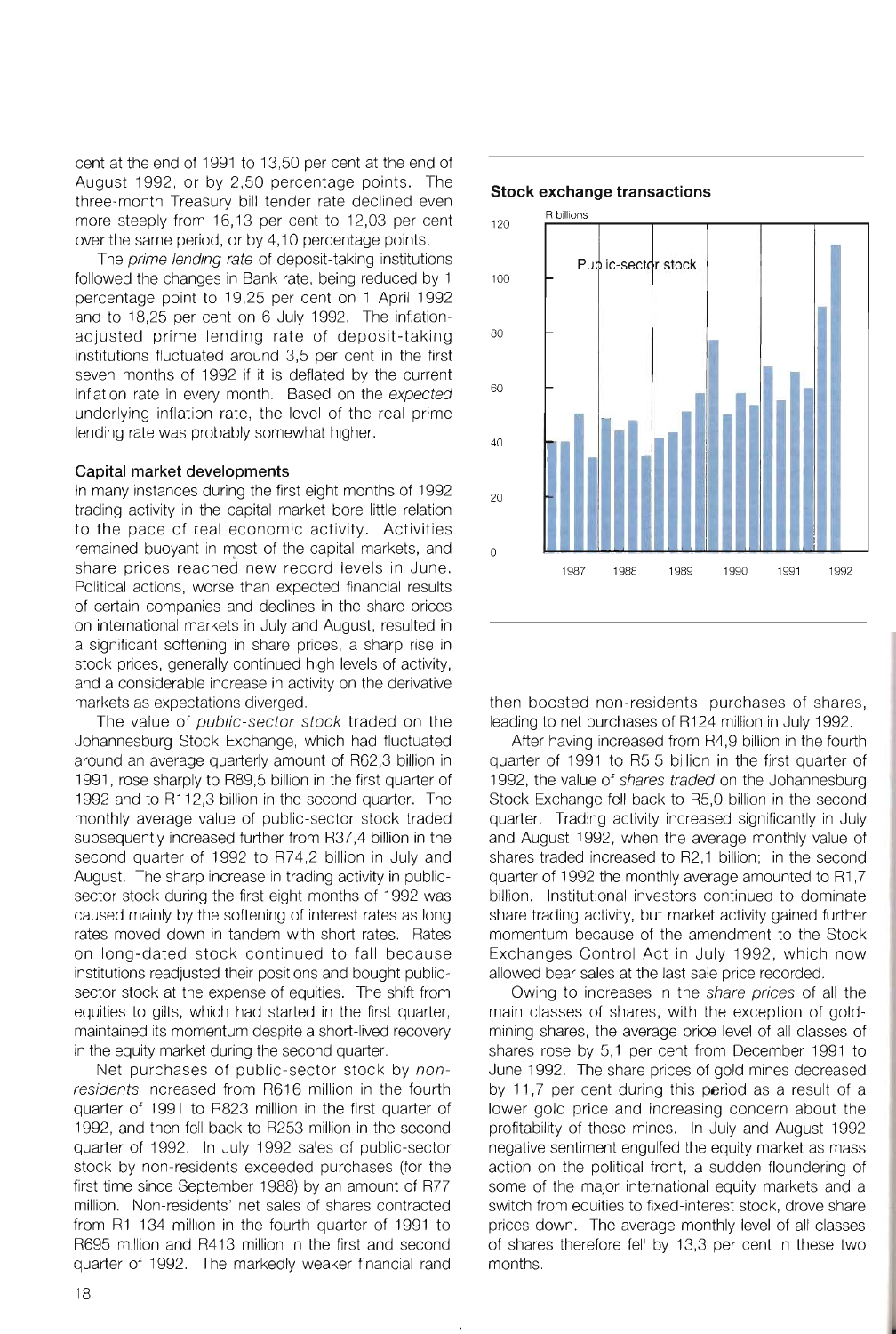cent at the end of 1991 to 13,50 per cent at the end of August 1992, or by 2,50 percentage points. The three-month Treasury bill tender rate declined even more steeply from 16,13 per cent to 12,03 per cent over the same period, or by 4,10 percentage points.

The *prime lending rate* of deposit-taking institutions followed the changes in Bank rate, being reduced by 1 percentage point to 19,25 per cent on 1 April 1992 and to 18,25 per cent on 6 July 1992. The inflation-adjusted prime lending rate of deposit-taking institutions fluctuated around 3,5 per cent in the first seven months of 1992 if it is deflated by the current inflation rate in every month. Based on the *expected* underlying inflation rate, the level of the real prime lending rate was probably somewhat higher.

### Capital market developments

In many instances during the first eight months of 1992 trading activity in the capital market bore little relation to the pace of real economic activity. Activities remained buoyant in most of the capital markets, and share prices reached new record levels in June. Political actions, worse than expected financial results of certain companies and declines in the share prices on international markets in July and August, resulted in a significant softening in share prices, a sharp rise in stock prices, generally continued high levels of activity, and a considerable increase in activity on the derivative markets as expectations diverged.

The value of *public-sector stock* traded on the Johannesburg Stock Exchange, which had fluctuated around an average quarterly amount of R62,3 billion in 1991, rose sharply to R89,5 billion in the first quarter of 1992 and to R112,3 billion in the second quarter. The monthly average value of public-sector stock traded subsequently increased further from R37,4 billion in the second quarter of 1992 to R74,2 billion in July and August. The sharp increase in trading activity in public-sector stock during the first eight months of 1992 was caused mainly by the softening of interest rates as long rates moved down in tandem with short rates. Rates on long-dated stock continued to fall because institutions readjusted their positions and bought public-sector stock at the expense of equities. The shift from equities to gilts, which had started in the first quarter, maintained its momentum despite a short-lived recovery in the equity market during the second quarter.

Net purchases of public-sector stock by *non-residents* increased from R616 million in the fourth quarter of 1991 to R823 million in the first quarter of 1992, and then fell back to R253 million in the second quarter of 1992. In July 1992 sales of public-sector stock by non-residents exceeded purchases (for the first time since September 1988) by an amount of R77 million. Non-residents' net sales of shares contracted from R1 134 million in the fourth quarter of 1991 to R695 million and R413 million in the first and second quarter of 1992. The markedly weaker financial rand then boosted non-residents' purchases of shares, leading to net purchases of R124 million in July 1992.

**Stock exchange transactions**

After having increased from R4,9 billion in the fourth quarter of 1991 to R5,5 billion in the first quarter of 1992, the value of *shares traded* on the Johannesburg Stock Exchange fell back to R5,0 billion in the second quarter. Trading activity increased significantly in July and August 1992, when the average monthly value of shares traded increased to R2,1 billion; in the second quarter of 1992 the monthly average amounted to R1,7 billion. Institutional investors continued to dominate share trading activity, but market activity gained further momentum because of the amendment to the Stock Exchanges Control Act in July 1992, which now allowed bear sales at the last sale price recorded.

Owing to increases in the *share prices* of all the main classes of shares, with the exception of gold-mining shares, the average price level of all classes of shares rose by 5,1 per cent from December 1991 to June 1992. The share prices of gold mines decreased by 11,7 per cent during this period as a result of a lower gold price and increasing concern about the profitability of these mines. In July and August 1992 negative sentiment engulfed the equity market as mass action on the political front, a sudden floundering of some of the major international equity markets and a switch from equities to fixed-interest stock, drove share prices down. The average monthly level of all classes of shares therefore fell by 13,3 per cent in these two months.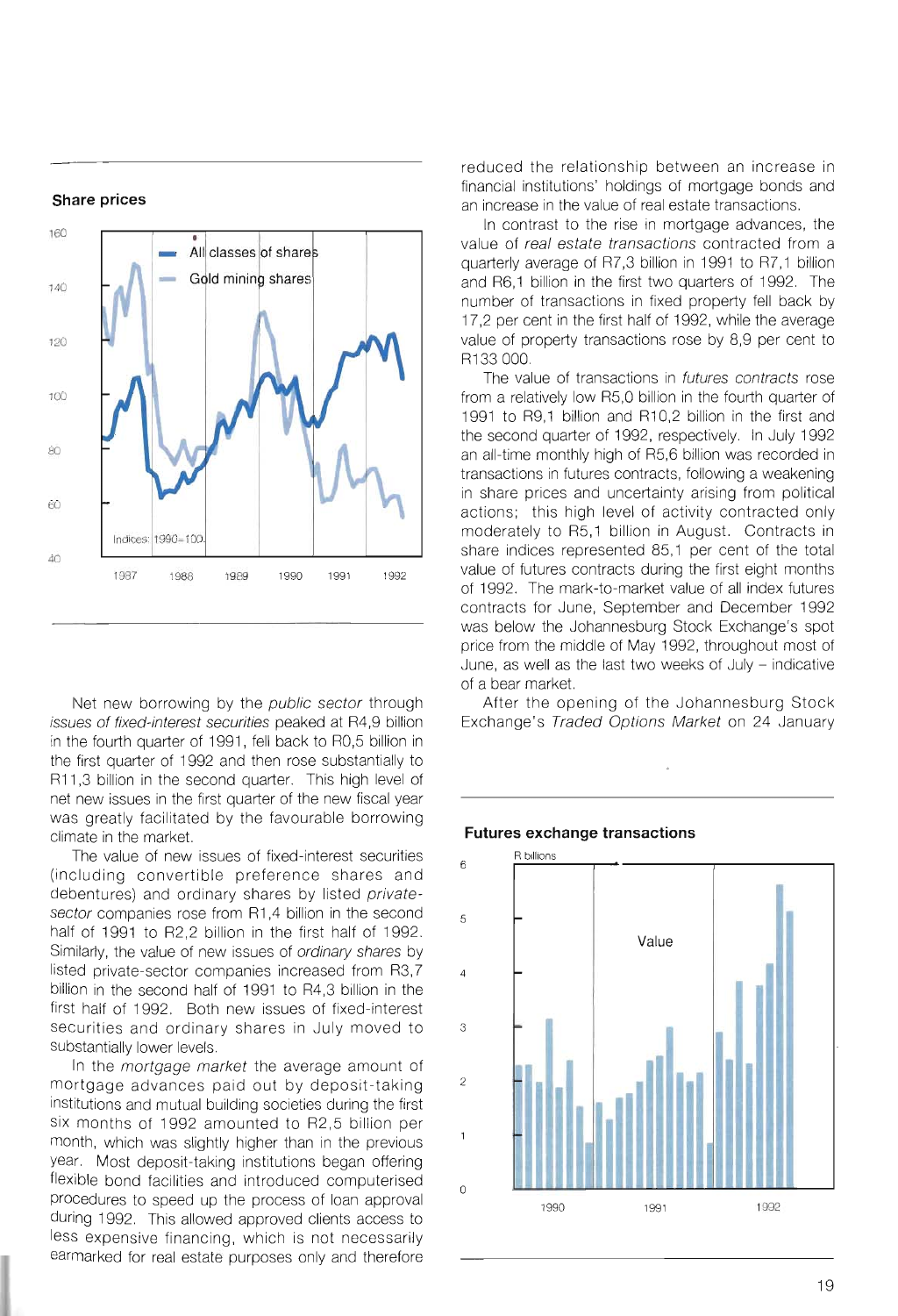**Share prices**

Net new borrowing by the *public sector* through *issues of fixed-interest securities* peaked at R4,9 billion in the fourth quarter of 1991, fell back to R0,5 billion in the first quarter of 1992 and then rose substantially to R11,3 billion in the second quarter. This high level of net new issues in the first quarter of the new fiscal year was greatly facilitated by the favourable borrowing climate in the market.

The value of new issues of fixed-interest securities (including convertible preference shares and debentures) and ordinary shares by listed *private-sector* companies rose from R1,4 billion in the second half of 1991 to R2,2 billion in the first half of 1992. Similarly, the value of new issues of *ordinary shares* by listed private-sector companies increased from R3,7 billion in the second half of 1991 to R4,3 billion in the first half of 1992. Both new issues of fixed-interest securities and ordinary shares in July moved to substantially lower levels.

In the *mortgage market* the average amount of mortgage advances paid out by deposit-taking institutions and mutual building societies during the first six months of 1992 amounted to R2,5 billion per month, which was slightly higher than in the previous year. Most deposit-taking institutions began offering flexible bond facilities and introduced computerised procedures to speed up the process of loan approval during 1992. This allowed approved clients access to less expensive financing, which is not necessarily earmarked for real estate purposes only and therefore reduced the relationship between an increase in financial institutions' holdings of mortgage bonds and an increase in the value of real estate transactions.

In contrast to the rise in mortgage advances, the value of *real estate transactions* contracted from a quarterly average of R7,3 billion in 1991 to R7,1 billion and R6,1 billion in the first two quarters of 1992. The number of transactions in fixed property fell back by 17,2 per cent in the first half of 1992, while the average value of property transactions rose by 8,9 per cent to R133 000.

The value of transactions in *futures contracts* rose from a relatively low R5,0 billion in the fourth quarter of 1991 to R9,1 billion and R10,2 billion in the first and the second quarter of 1992, respectively. In July 1992 an all-time monthly high of R5,6 billion was recorded in transactions in futures contracts, following a weakening in share prices and uncertainty arising from political actions; this high level of activity contracted only moderately to R5,1 billion in August. Contracts in share indices represented 85,1 per cent of the total value of futures contracts during the first eight months of 1992. The mark-to-market value of all index futures contracts for June, September and December 1992 was below the Johannesburg Stock Exchange's spot price from the middle of May 1992, throughout most of June, as well as the last two weeks of July – indicative of a bear market.

After the opening of the Johannesburg Stock Exchange's *Traded Options Market* on 24 January

**Futures exchange transactions**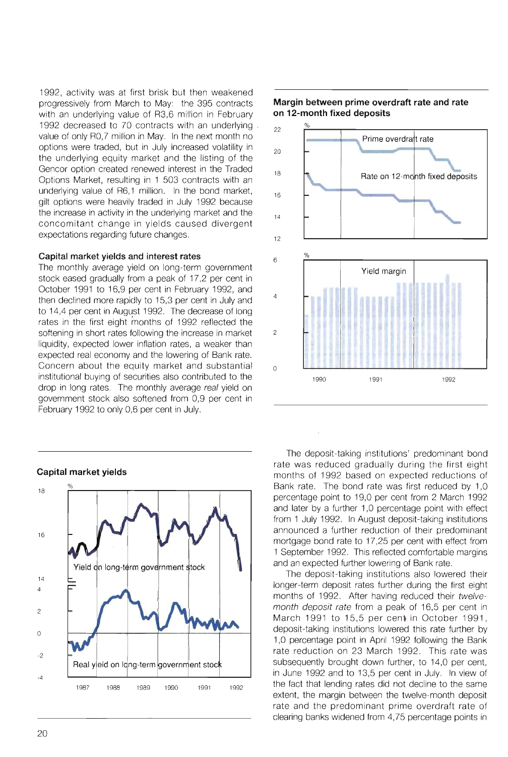1992, activity was at first brisk but then weakened progressively from March to May: the 395 contracts with an underlying value of R3,6 million in February 1992 decreased to 70 contracts with an underlying value of only R0,7 million in May. In the next month no options were traded, but in July increased volatility in the underlying equity market and the listing of the Gencor option created renewed interest in the Traded Options Market, resulting in 1 503 contracts with an underlying value of R6,1 million. In the bond market, gilt options were heavily traded in July 1992 because the increase in activity in the underlying market and the concomitant change in yields caused divergent expectations regarding future changes.

### Capital market yields and interest rates

The monthly average yield on long-term government stock eased gradually from a peak of 17,2 per cent in October 1991 to 16,9 per cent in February 1992, and then declined more rapidly to 15,3 per cent in July and to 14,4 per cent in August 1992. The decrease of long rates in the first eight months of 1992 reflected the softening in short rates following the increase in market liquidity, expected lower inflation rates, a weaker than expected real economy and the lowering of Bank rate. Concern about the equity market and substantial institutional buying of securities also contributed to the drop in long rates. The monthly average *real* yield on government stock also softened from 0,9 per cent in February 1992 to only 0,6 per cent in July.

**Margin between prime overdraft rate and rate on 12-month fixed deposits**

**Capital market yields**

The deposit-taking institutions' predominant bond rate was reduced gradually during the first eight months of 1992 based on expected reductions of Bank rate. The bond rate was first reduced by 1,0 percentage point to 19,0 per cent from 2 March 1992 and later by a further 1,0 percentage point with effect from 1 July 1992. In August deposit-taking institutions announced a further reduction of their predominant mortgage bond rate to 17,25 per cent with effect from 1 September 1992. This reflected comfortable margins and an expected further lowering of Bank rate.

The deposit-taking institutions also lowered their longer-term deposit rates further during the first eight months of 1992. After having reduced their *twelve-month deposit rate* from a peak of 16,5 per cent in March 1991 to 15,5 per cent in October 1991, deposit-taking institutions lowered this rate further by 1,0 percentage point in April 1992 following the Bank rate reduction on 23 March 1992. This rate was subsequently brought down further, to 14,0 per cent, in June 1992 and to 13,5 per cent in July. In view of the fact that lending rates did not decline to the same extent, the margin between the twelve-month deposit rate and the predominant prime overdraft rate of clearing banks widened from 4,75 percentage points in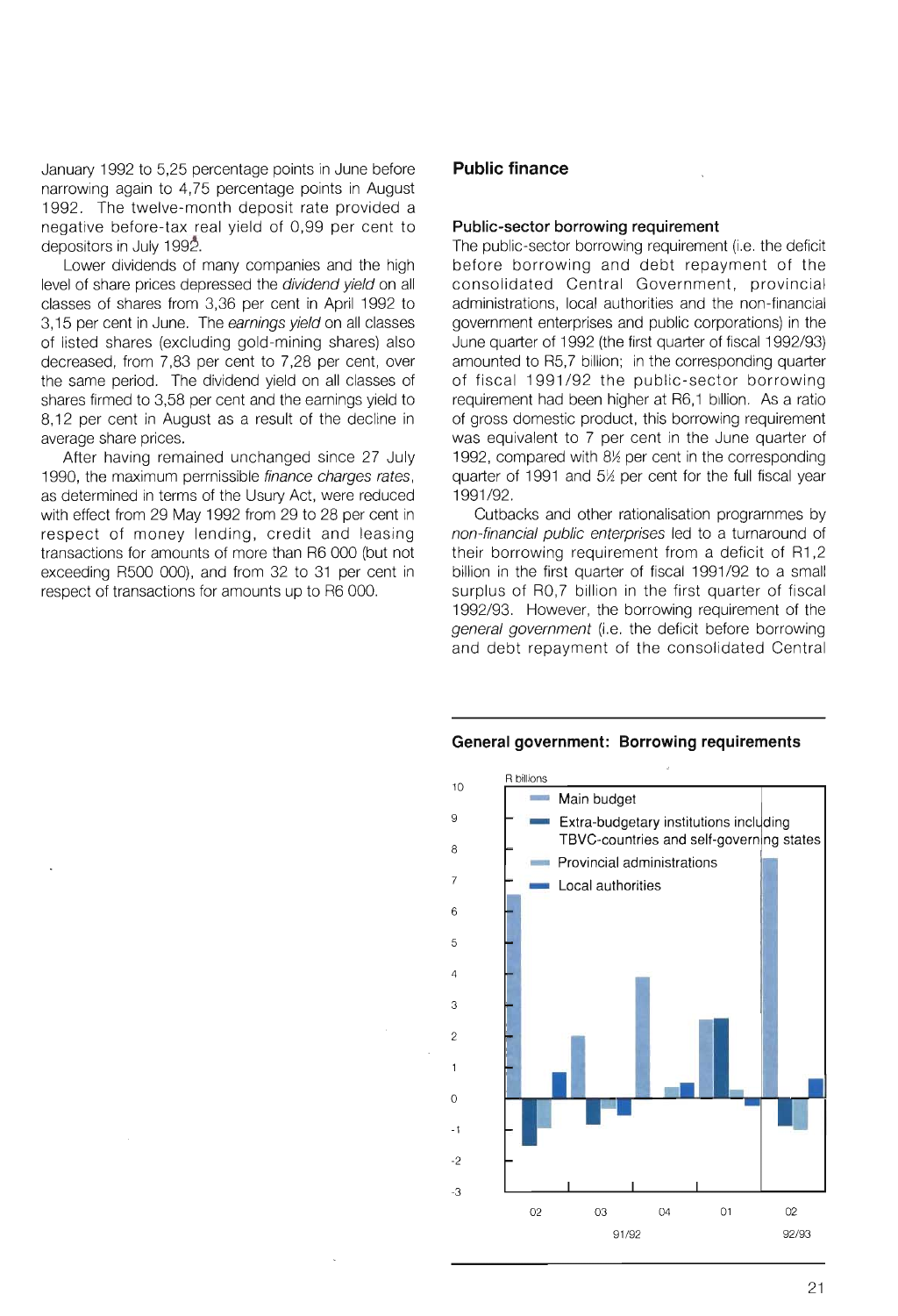January 1992 to 5,25 percentage points in June before narrowing again to 4,75 percentage points in August 1992. The twelve-month deposit rate provided a negative before-tax real yield of 0,99 per cent to depositors in July 1992.

Lower dividends of many companies and the high level of share prices depressed the *dividend yield* on all classes of shares from 3,36 per cent in April 1992 to 3,15 per cent in June. The *earnings yield* on all classes of listed shares (excluding gold-mining shares) also decreased, from 7,83 per cent to 7,28 per cent, over the same period. The dividend yield on all classes of shares firmed to 3,58 per cent and the earnings yield to 8,12 per cent in August as a result of the decline in average share prices.

After having remained unchanged since 27 July 1990, the maximum permissible *finance charges rates*, as determined in terms of the Usury Act, were reduced with effect from 29 May 1992 from 29 to 28 per cent in respect of money lending, credit and leasing transactions for amounts of more than R6 000 (but not exceeding R500 000), and from 32 to 31 per cent in respect of transactions for amounts up to R6 000.

## Public finance

### Public-sector borrowing requirement

The public-sector borrowing requirement (i.e. the deficit before borrowing and debt repayment of the consolidated Central Government, provincial administrations, local authorities and the non-financial government enterprises and public corporations) in the June quarter of 1992 (the first quarter of fiscal 1992/93) amounted to R5,7 billion; in the corresponding quarter of fiscal 1991/92 the public-sector borrowing requirement had been higher at R6,1 billion. As a ratio of gross domestic product, this borrowing requirement was equivalent to 7 per cent in the June quarter of 1992, compared with 8½ per cent in the corresponding quarter of 1991 and 5½ per cent for the full fiscal year 1991/92.

Cutbacks and other rationalisation programmes by *non-financial public enterprises* led to a turnaround of their borrowing requirement from a deficit of R1,2 billion in the first quarter of fiscal 1991/92 to a small surplus of R0,7 billion in the first quarter of fiscal 1992/93. However, the borrowing requirement of the *general government* (i.e. the deficit before borrowing and debt repayment of the consolidated Central

**General government: Borrowing requirements**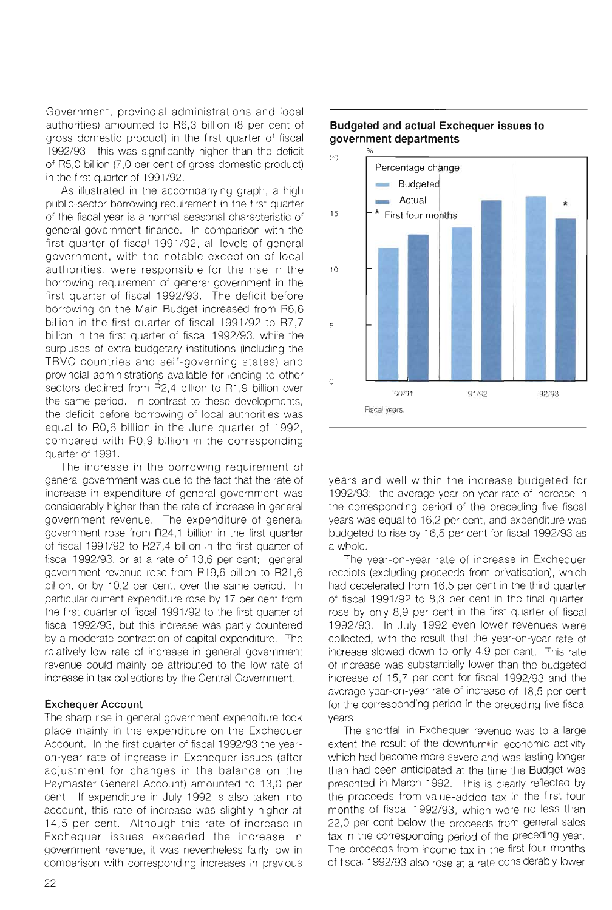Government, provincial administrations and local authorities) amounted to R6,3 billion (8 per cent of gross domestic product) in the first quarter of fiscal 1992/93; this was significantly higher than the deficit of R5,0 billion (7,0 per cent of gross domestic product) in the first quarter of 1991/92.

As illustrated in the accompanying graph, a high public-sector borrowing requirement in the first quarter of the fiscal year is a normal seasonal characteristic of general government finance. In comparison with the first quarter of fiscal 1991/92, all levels of general government, with the notable exception of local authorities, were responsible for the rise in the borrowing requirement of general government in the first quarter of fiscal 1992/93. The deficit before borrowing on the Main Budget increased from R6,6 billion in the first quarter of fiscal 1991/92 to R7,7 billion in the first quarter of fiscal 1992/93, while the surpluses of extra-budgetary institutions (including the TBVC countries and self-governing states) and provincial administrations available for lending to other sectors declined from R2,4 billion to R1,9 billion over the same period. In contrast to these developments, the deficit before borrowing of local authorities was equal to R0,6 billion in the June quarter of 1992, compared with R0,9 billion in the corresponding quarter of 1991.

The increase in the borrowing requirement of general government was due to the fact that the rate of increase in expenditure of general government was considerably higher than the rate of increase in general government revenue. The expenditure of general government rose from R24,1 billion in the first quarter of fiscal 1991/92 to R27,4 billion in the first quarter of fiscal 1992/93, or at a rate of 13,6 per cent; general government revenue rose from R19,6 billion to R21,6 billion, or by 10,2 per cent, over the same period. In particular current expenditure rose by 17 per cent from the first quarter of fiscal 1991/92 to the first quarter of fiscal 1992/93, but this increase was partly countered by a moderate contraction of capital expenditure. The relatively low rate of increase in general government revenue could mainly be attributed to the low rate of increase in tax collections by the Central Government.

### Exchequer Account

The sharp rise in general government expenditure took place mainly in the expenditure on the Exchequer Account. In the first quarter of fiscal 1992/93 the year-on-year rate of increase in Exchequer issues (after adjustment for changes in the balance on the Paymaster-General Account) amounted to 13,0 per cent. If expenditure in July 1992 is also taken into account, this rate of increase was slightly higher at 14,5 per cent. Although this rate of increase in Exchequer issues exceeded the increase in government revenue, it was nevertheless fairly low in comparison with corresponding increases in previous years and well within the increase budgeted for 1992/93: the average year-on-year rate of increase in the corresponding period of the preceding five fiscal years was equal to 16,2 per cent, and expenditure was budgeted to rise by 16,5 per cent for fiscal 1992/93 as a whole.

**Budgeted and actual Exchequer issues to government departments**

The year-on-year rate of increase in Exchequer receipts (excluding proceeds from privatisation), which had decelerated from 16,5 per cent in the third quarter of fiscal 1991/92 to 8,3 per cent in the final quarter, rose by only 8,9 per cent in the first quarter of fiscal 1992/93. In July 1992 even lower revenues were collected, with the result that the year-on-year rate of increase slowed down to only 4,9 per cent. This rate of increase was substantially lower than the budgeted increase of 15,7 per cent for fiscal 1992/93 and the average year-on-year rate of increase of 18,5 per cent for the corresponding period in the preceding five fiscal years.

The shortfall in Exchequer revenue was to a large extent the result of the downturn in economic activity which had become more severe and was lasting longer than had been anticipated at the time the Budget was presented in March 1992. This is clearly reflected by the proceeds from value-added tax in the first four months of fiscal 1992/93, which were no less than 22,0 per cent below the proceeds from general sales tax in the corresponding period of the preceding year. The proceeds from income tax in the first four months of fiscal 1992/93 also rose at a rate considerably lower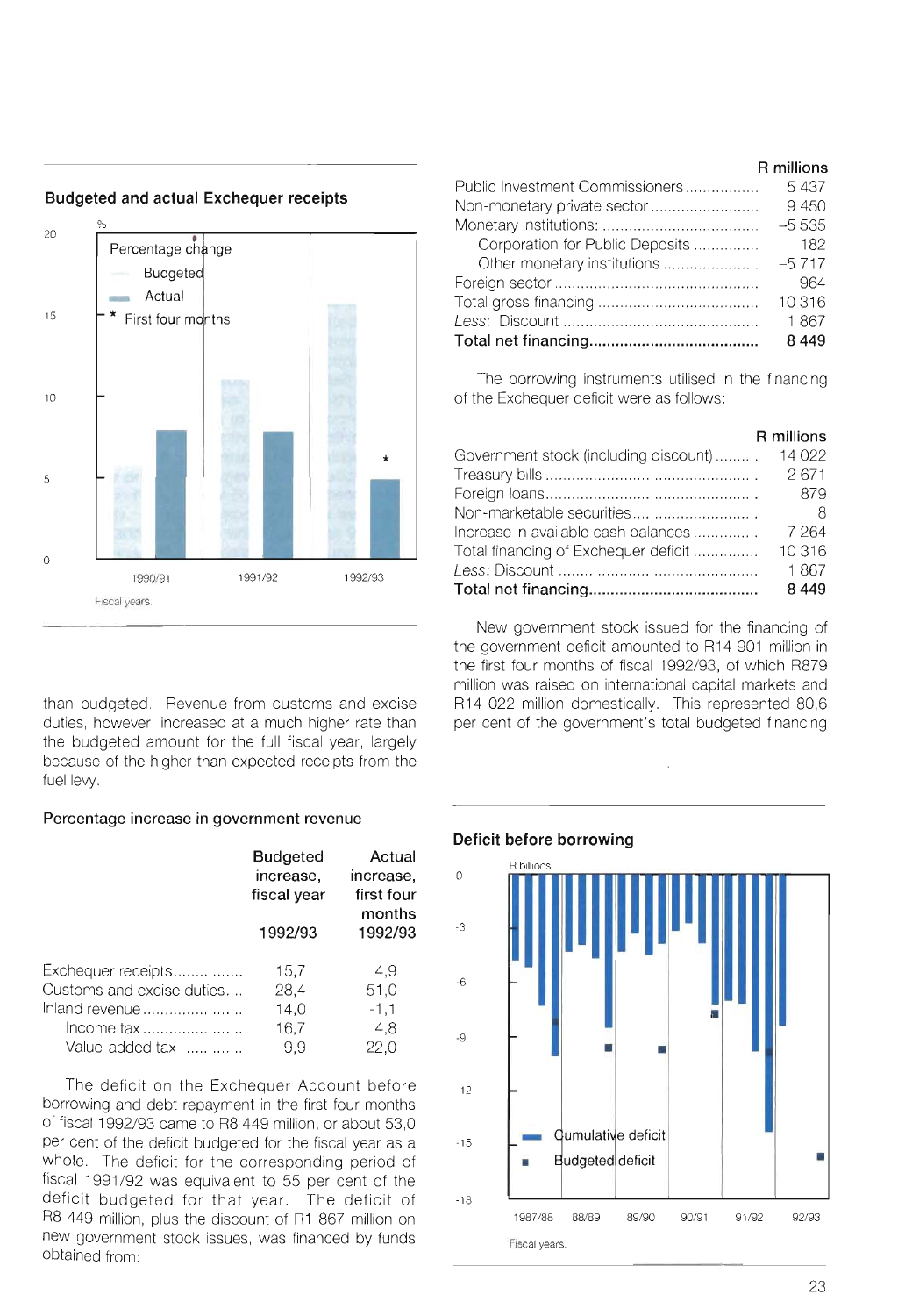## Budgeted and actual Exchequer receipts

than budgeted. Revenue from customs and excise duties, however, increased at a much higher rate than the budgeted amount for the full fiscal year, largely because of the higher than expected receipts from the fuel levy.

Percentage increase in government revenue

| | Budgeted increase, fiscal year 1992/93 | Actual increase, first four months 1992/93 |
|---|---|---|
| Exchequer receipts | 15,7 | 4,9 |
| Customs and excise duties | 28,4 | 51,0 |
| Inland revenue | 14,0 | -1,1 |
| Income tax | 16,7 | 4,8 |
| Value-added tax | 9,9 | -22,0 |

The deficit on the Exchequer Account before borrowing and debt repayment in the first four months of fiscal 1992/93 came to R8 449 million, or about 53,0 per cent of the deficit budgeted for the fiscal year as a whole. The deficit for the corresponding period of fiscal 1991/92 was equivalent to 55 per cent of the deficit budgeted for that year. The deficit of R8 449 million, plus the discount of R1 867 million on new government stock issues, was financed by funds obtained from:

| | R millions |
|---|---|
| Public Investment Commissioners | 5 437 |
| Non-monetary private sector | 9 450 |
| Monetary institutions: | –5 535 |
| Corporation for Public Deposits | 182 |
| Other monetary institutions | –5 717 |
| Foreign sector | 964 |
| Total gross financing | 10 316 |
| *Less:* Discount | 1 867 |
| **Total net financing** | **8 449** |

The borrowing instruments utilised in the financing of the Exchequer deficit were as follows:

| | R millions |
|---|---|
| Government stock (including discount) | 14 022 |
| Treasury bills | 2 671 |
| Foreign loans | 879 |
| Non-marketable securities | 8 |
| Increase in available cash balances | -7 264 |
| Total financing of Exchequer deficit | 10 316 |
| *Less:* Discount | 1 867 |
| **Total net financing** | **8 449** |

New government stock issued for the financing of the government deficit amounted to R14 901 million in the first four months of fiscal 1992/93, of which R879 million was raised on international capital markets and R14 022 million domestically. This represented 80,6 per cent of the government's total budgeted financing

## Deficit before borrowing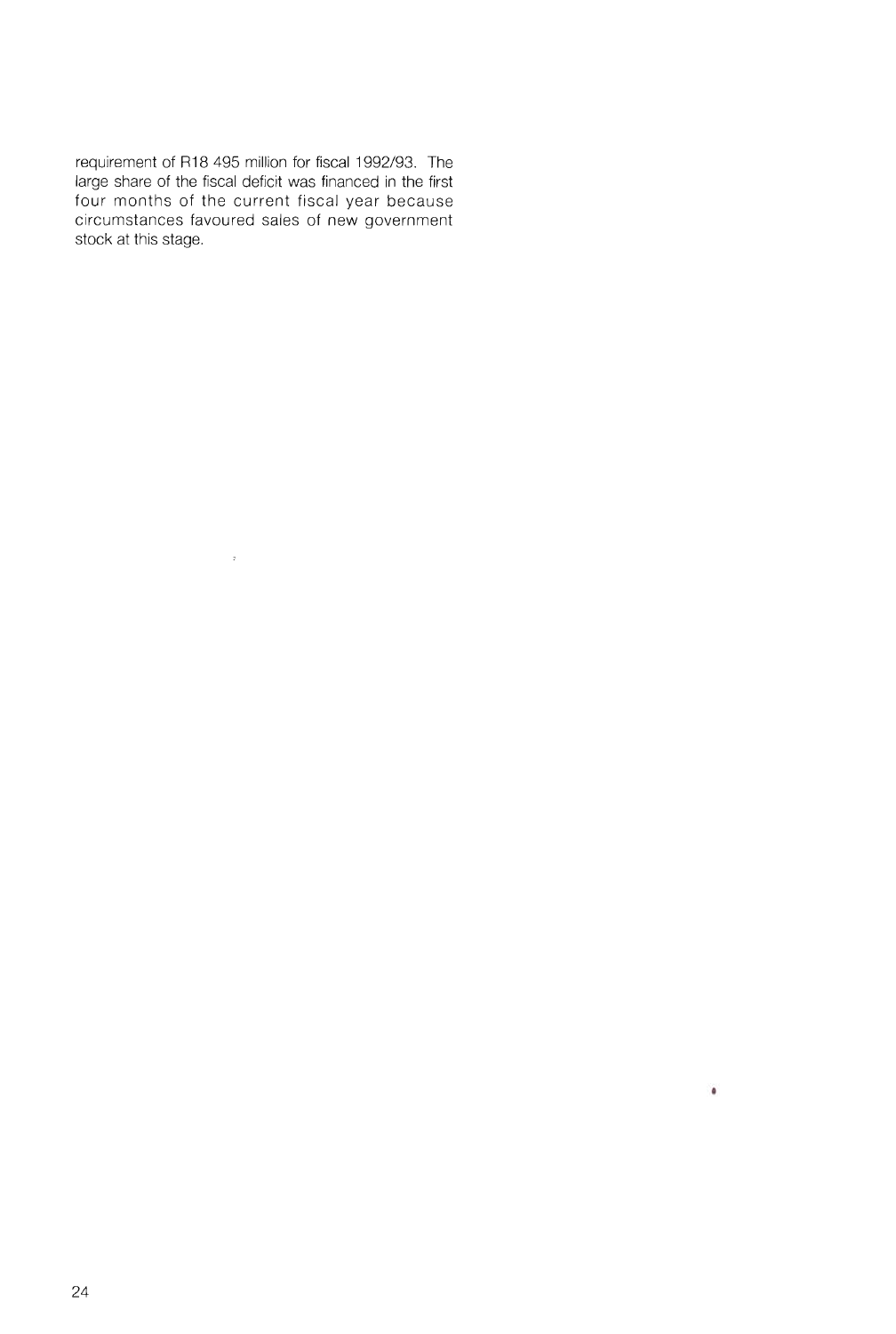requirement of R18 495 million for fiscal 1992/93. The large share of the fiscal deficit was financed in the first four months of the current fiscal year because circumstances favoured sales of new government stock at this stage.